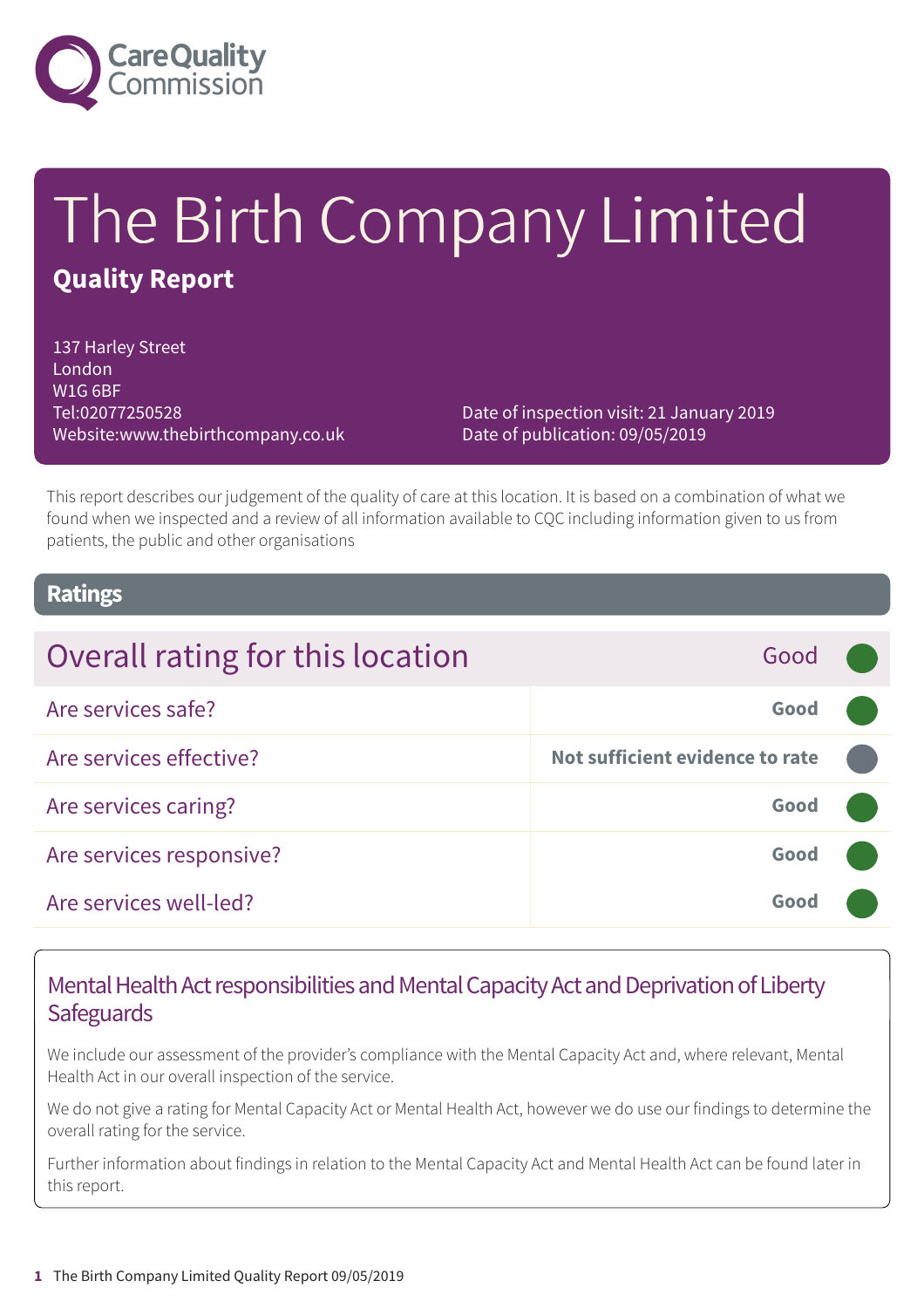# The Birth Company Limited

## Quality Report

137 Harley Street
London
W1G 6BF
Tel:02077250528
Website:www.thebirthcompany.co.uk

Date of inspection visit: 21 January 2019
Date of publication: 09/05/2019

This report describes our judgement of the quality of care at this location. It is based on a combination of what we found when we inspected and a review of all information available to CQC including information given to us from patients, the public and other organisations

## Ratings

| Overall rating for this location | Good |
| --- | --- |
| Are services safe? | Good |
| Are services effective? | Not sufficient evidence to rate |
| Are services caring? | Good |
| Are services responsive? | Good |
| Are services well-led? | Good |

### Mental Health Act responsibilities and Mental Capacity Act and Deprivation of Liberty Safeguards

We include our assessment of the provider's compliance with the Mental Capacity Act and, where relevant, Mental Health Act in our overall inspection of the service.

We do not give a rating for Mental Capacity Act or Mental Health Act, however we do use our findings to determine the overall rating for the service.

Further information about findings in relation to the Mental Capacity Act and Mental Health Act can be found later in this report.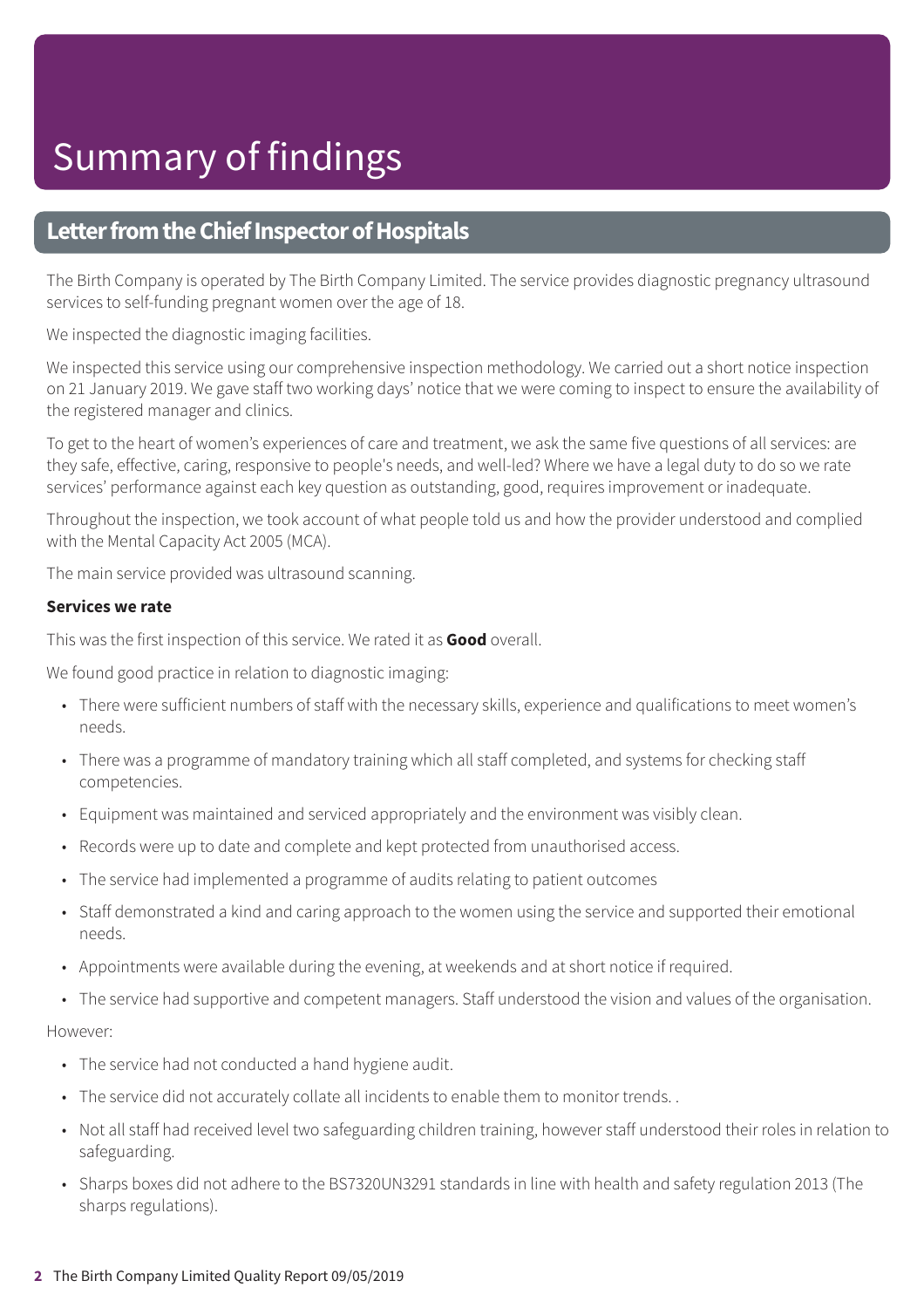# Summary of findings

## Letter from the Chief Inspector of Hospitals

The Birth Company is operated by The Birth Company Limited. The service provides diagnostic pregnancy ultrasound services to self-funding pregnant women over the age of 18.

We inspected the diagnostic imaging facilities.

We inspected this service using our comprehensive inspection methodology. We carried out a short notice inspection on 21 January 2019. We gave staff two working days' notice that we were coming to inspect to ensure the availability of the registered manager and clinics.

To get to the heart of women's experiences of care and treatment, we ask the same five questions of all services: are they safe, effective, caring, responsive to people's needs, and well-led? Where we have a legal duty to do so we rate services' performance against each key question as outstanding, good, requires improvement or inadequate.

Throughout the inspection, we took account of what people told us and how the provider understood and complied with the Mental Capacity Act 2005 (MCA).

The main service provided was ultrasound scanning.

**Services we rate**

This was the first inspection of this service. We rated it as **Good** overall.

We found good practice in relation to diagnostic imaging:

- There were sufficient numbers of staff with the necessary skills, experience and qualifications to meet women's needs.
- There was a programme of mandatory training which all staff completed, and systems for checking staff competencies.
- Equipment was maintained and serviced appropriately and the environment was visibly clean.
- Records were up to date and complete and kept protected from unauthorised access.
- The service had implemented a programme of audits relating to patient outcomes
- Staff demonstrated a kind and caring approach to the women using the service and supported their emotional needs.
- Appointments were available during the evening, at weekends and at short notice if required.
- The service had supportive and competent managers. Staff understood the vision and values of the organisation.

However:

- The service had not conducted a hand hygiene audit.
- The service did not accurately collate all incidents to enable them to monitor trends. .
- Not all staff had received level two safeguarding children training, however staff understood their roles in relation to safeguarding.
- Sharps boxes did not adhere to the BS7320UN3291 standards in line with health and safety regulation 2013 (The sharps regulations).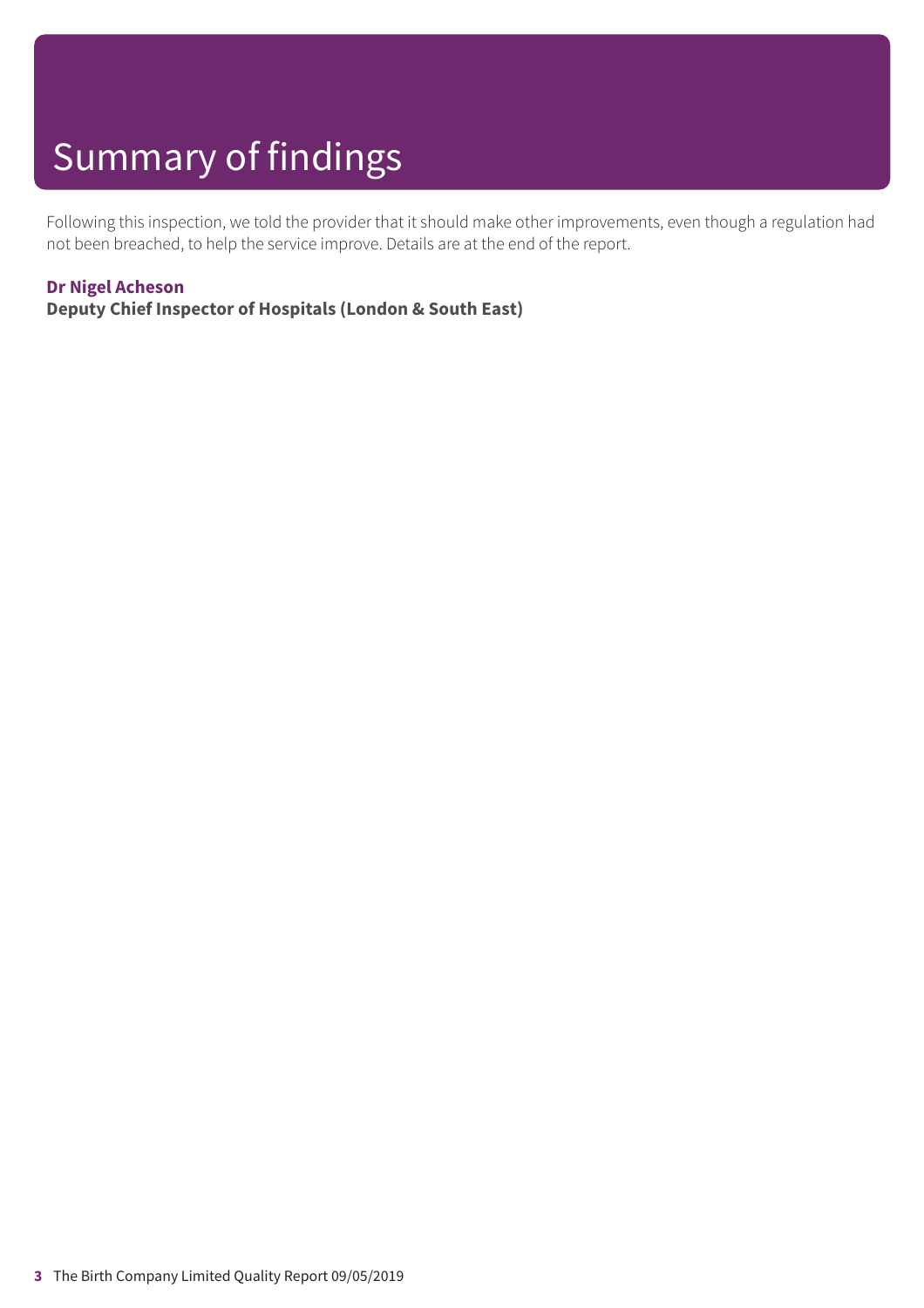# Summary of findings

Following this inspection, we told the provider that it should make other improvements, even though a regulation had not been breached, to help the service improve. Details are at the end of the report.

**Dr Nigel Acheson**
**Deputy Chief Inspector of Hospitals (London & South East)**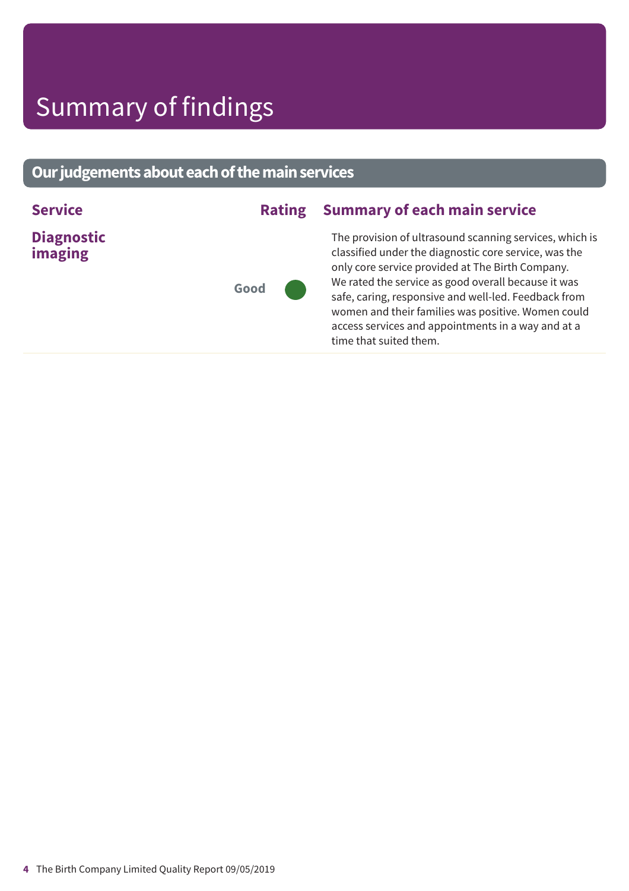# Summary of findings

## Our judgements about each of the main services

| Service | Rating | Summary of each main service |
|---|---|---|
| **Diagnostic imaging** | Good | The provision of ultrasound scanning services, which is classified under the diagnostic core service, was the only core service provided at The Birth Company.<br>We rated the service as good overall because it was safe, caring, responsive and well-led. Feedback from women and their families was positive. Women could access services and appointments in a way and at a time that suited them. |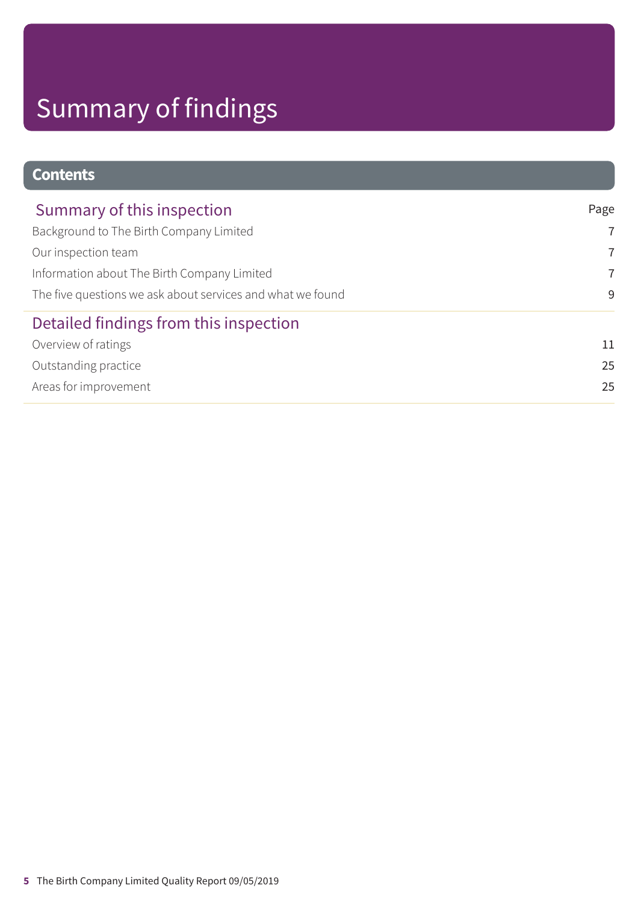# Summary of findings

## Contents

| Summary of this inspection | Page |
|---|---|
| Background to The Birth Company Limited | 7 |
| Our inspection team | 7 |
| Information about The Birth Company Limited | 7 |
| The five questions we ask about services and what we found | 9 |
| **Detailed findings from this inspection** | |
| Overview of ratings | 11 |
| Outstanding practice | 25 |
| Areas for improvement | 25 |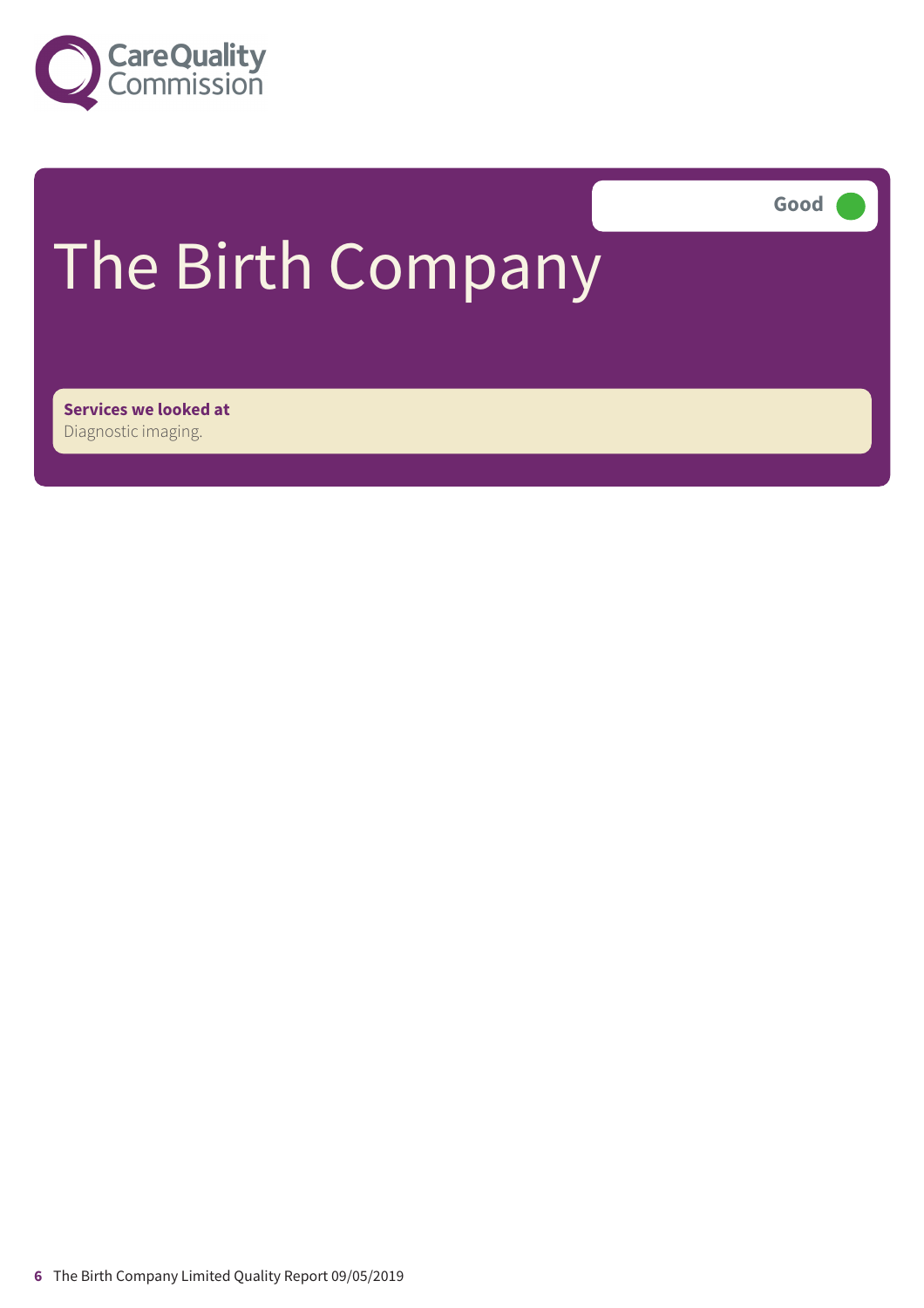# The Birth Company

Good

**Services we looked at**
Diagnostic imaging.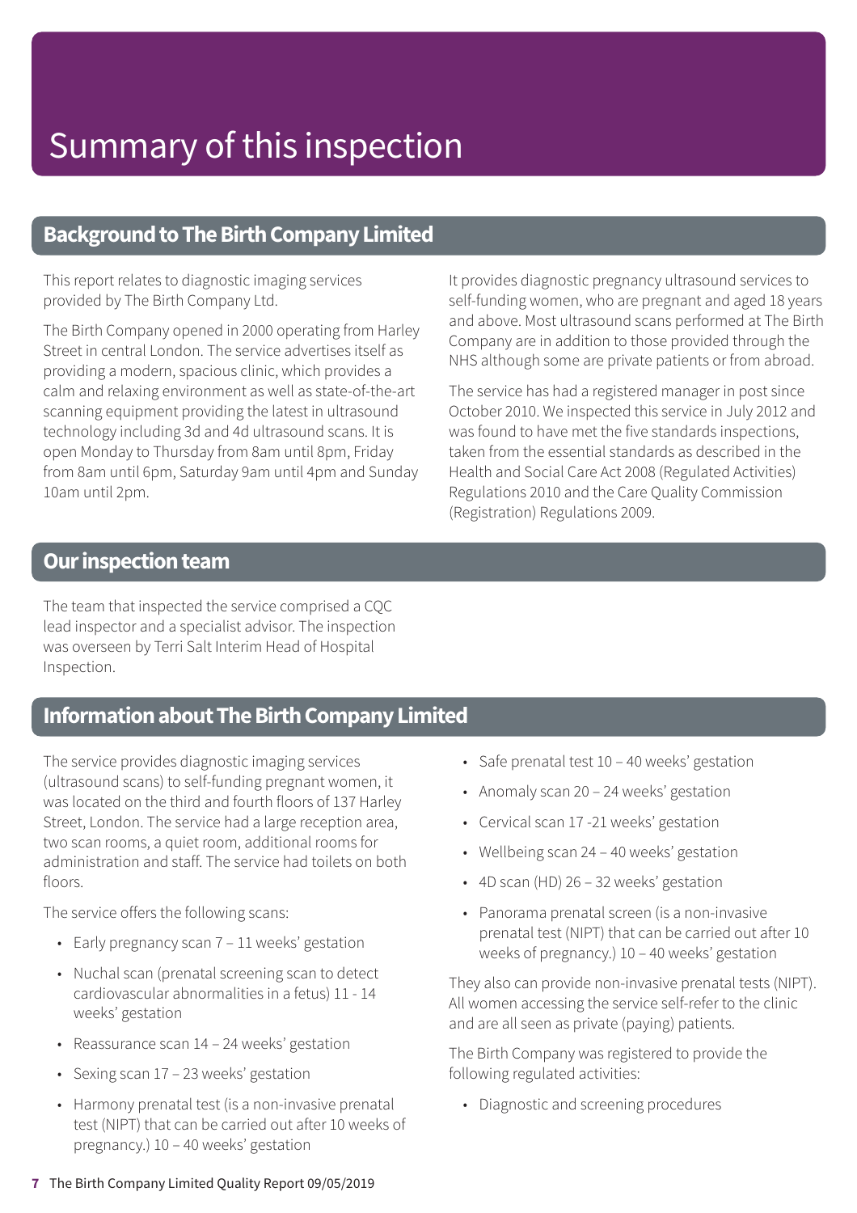# Summary of this inspection

## Background to The Birth Company Limited

This report relates to diagnostic imaging services provided by The Birth Company Ltd.

The Birth Company opened in 2000 operating from Harley Street in central London. The service advertises itself as providing a modern, spacious clinic, which provides a calm and relaxing environment as well as state-of-the-art scanning equipment providing the latest in ultrasound technology including 3d and 4d ultrasound scans. It is open Monday to Thursday from 8am until 8pm, Friday from 8am until 6pm, Saturday 9am until 4pm and Sunday 10am until 2pm.

It provides diagnostic pregnancy ultrasound services to self-funding women, who are pregnant and aged 18 years and above. Most ultrasound scans performed at The Birth Company are in addition to those provided through the NHS although some are private patients or from abroad.

The service has had a registered manager in post since October 2010. We inspected this service in July 2012 and was found to have met the five standards inspections, taken from the essential standards as described in the Health and Social Care Act 2008 (Regulated Activities) Regulations 2010 and the Care Quality Commission (Registration) Regulations 2009.

## Our inspection team

The team that inspected the service comprised a CQC lead inspector and a specialist advisor. The inspection was overseen by Terri Salt Interim Head of Hospital Inspection.

## Information about The Birth Company Limited

The service provides diagnostic imaging services (ultrasound scans) to self-funding pregnant women, it was located on the third and fourth floors of 137 Harley Street, London. The service had a large reception area, two scan rooms, a quiet room, additional rooms for administration and staff. The service had toilets on both floors.

The service offers the following scans:

- Early pregnancy scan 7 – 11 weeks' gestation
- Nuchal scan (prenatal screening scan to detect cardiovascular abnormalities in a fetus) 11 - 14 weeks' gestation
- Reassurance scan 14 – 24 weeks' gestation
- Sexing scan 17 – 23 weeks' gestation
- Harmony prenatal test (is a non-invasive prenatal test (NIPT) that can be carried out after 10 weeks of pregnancy.) 10 – 40 weeks' gestation
- Safe prenatal test 10 – 40 weeks' gestation
- Anomaly scan 20 – 24 weeks' gestation
- Cervical scan 17 -21 weeks' gestation
- Wellbeing scan 24 – 40 weeks' gestation
- 4D scan (HD) 26 – 32 weeks' gestation
- Panorama prenatal screen (is a non-invasive prenatal test (NIPT) that can be carried out after 10 weeks of pregnancy.) 10 – 40 weeks' gestation

They also can provide non-invasive prenatal tests (NIPT). All women accessing the service self-refer to the clinic and are all seen as private (paying) patients.

The Birth Company was registered to provide the following regulated activities:

- Diagnostic and screening procedures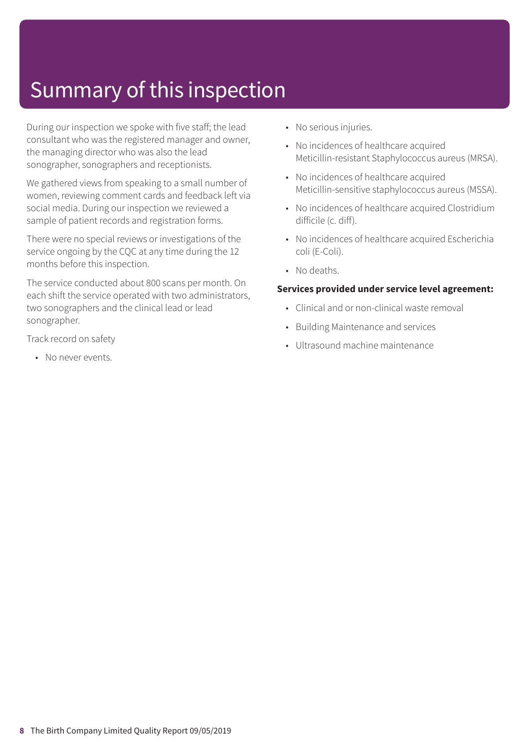# Summary of this inspection

During our inspection we spoke with five staff; the lead consultant who was the registered manager and owner, the managing director who was also the lead sonographer, sonographers and receptionists.

We gathered views from speaking to a small number of women, reviewing comment cards and feedback left via social media. During our inspection we reviewed a sample of patient records and registration forms.

There were no special reviews or investigations of the service ongoing by the CQC at any time during the 12 months before this inspection.

The service conducted about 800 scans per month. On each shift the service operated with two administrators, two sonographers and the clinical lead or lead sonographer.

Track record on safety

- No never events.
- No serious injuries.
- No incidences of healthcare acquired Meticillin-resistant Staphylococcus aureus (MRSA).
- No incidences of healthcare acquired Meticillin-sensitive staphylococcus aureus (MSSA).
- No incidences of healthcare acquired Clostridium difficile (c. diff).
- No incidences of healthcare acquired Escherichia coli (E-Coli).
- No deaths.

**Services provided under service level agreement:**

- Clinical and or non-clinical waste removal
- Building Maintenance and services
- Ultrasound machine maintenance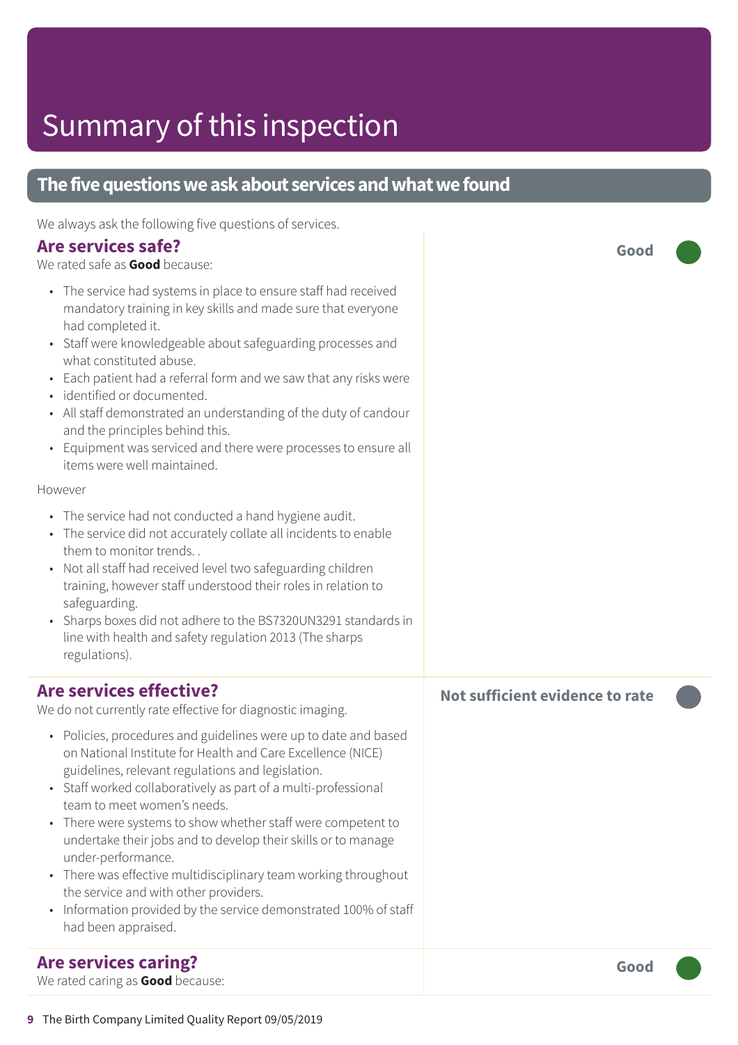# Summary of this inspection

## The five questions we ask about services and what we found

We always ask the following five questions of services.

### Are services safe?

**Good**

We rated safe as **Good** because:

- The service had systems in place to ensure staff had received mandatory training in key skills and made sure that everyone had completed it.
- Staff were knowledgeable about safeguarding processes and what constituted abuse.
- Each patient had a referral form and we saw that any risks were
- identified or documented.
- All staff demonstrated an understanding of the duty of candour and the principles behind this.
- Equipment was serviced and there were processes to ensure all items were well maintained.

However

- The service had not conducted a hand hygiene audit.
- The service did not accurately collate all incidents to enable them to monitor trends. .
- Not all staff had received level two safeguarding children training, however staff understood their roles in relation to safeguarding.
- Sharps boxes did not adhere to the BS7320UN3291 standards in line with health and safety regulation 2013 (The sharps regulations).

### Are services effective?

**Not sufficient evidence to rate**

We do not currently rate effective for diagnostic imaging.

- Policies, procedures and guidelines were up to date and based on National Institute for Health and Care Excellence (NICE) guidelines, relevant regulations and legislation.
- Staff worked collaboratively as part of a multi-professional team to meet women's needs.
- There were systems to show whether staff were competent to undertake their jobs and to develop their skills or to manage under-performance.
- There was effective multidisciplinary team working throughout the service and with other providers.
- Information provided by the service demonstrated 100% of staff had been appraised.

### Are services caring?

**Good**

We rated caring as **Good** because: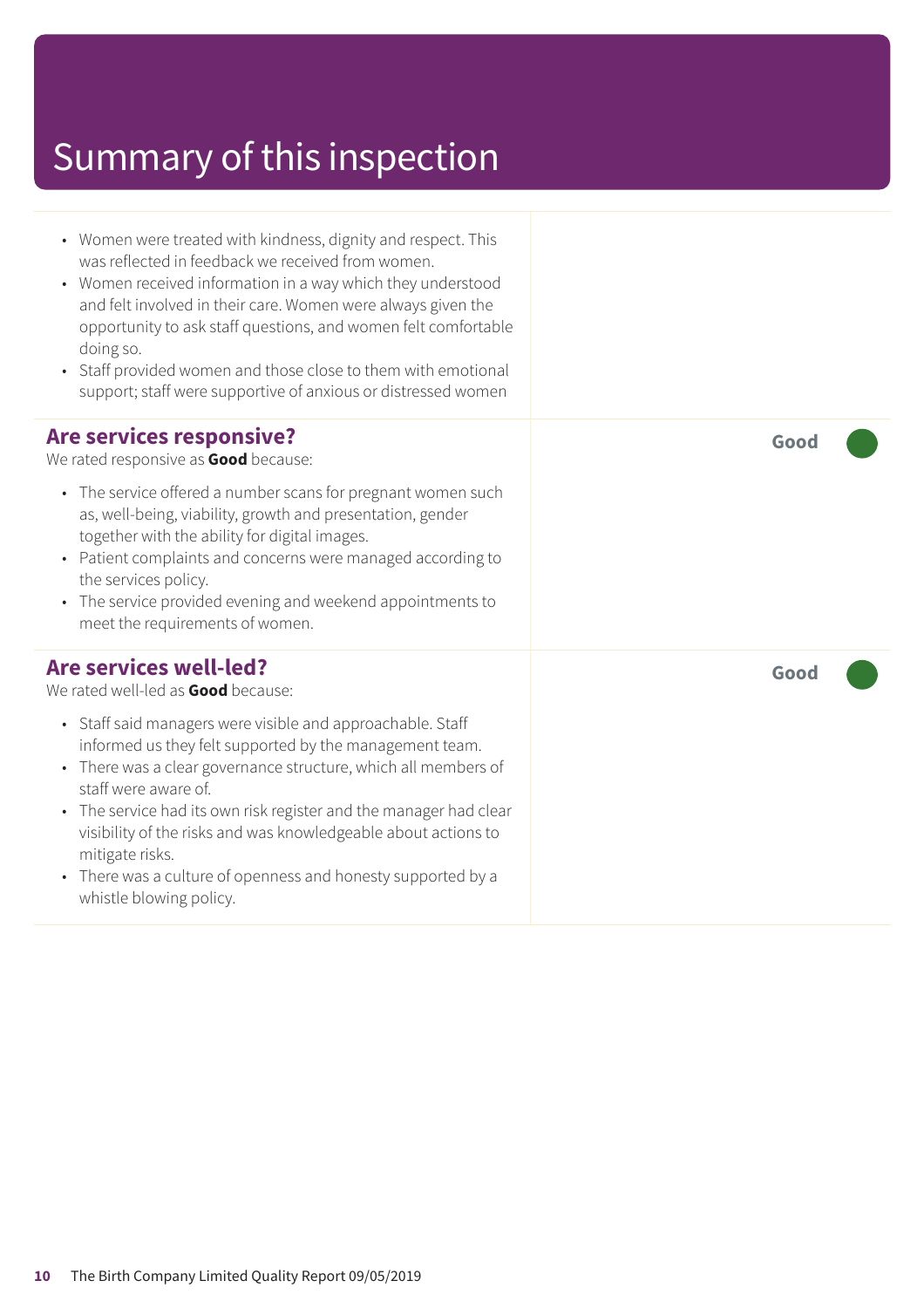# Summary of this inspection

- Women were treated with kindness, dignity and respect. This was reflected in feedback we received from women.
- Women received information in a way which they understood and felt involved in their care. Women were always given the opportunity to ask staff questions, and women felt comfortable doing so.
- Staff provided women and those close to them with emotional support; staff were supportive of anxious or distressed women

## Are services responsive?

**Good**

We rated responsive as **Good** because:

- The service offered a number scans for pregnant women such as, well-being, viability, growth and presentation, gender together with the ability for digital images.
- Patient complaints and concerns were managed according to the services policy.
- The service provided evening and weekend appointments to meet the requirements of women.

## Are services well-led?

**Good**

We rated well-led as **Good** because:

- Staff said managers were visible and approachable. Staff informed us they felt supported by the management team.
- There was a clear governance structure, which all members of staff were aware of.
- The service had its own risk register and the manager had clear visibility of the risks and was knowledgeable about actions to mitigate risks.
- There was a culture of openness and honesty supported by a whistle blowing policy.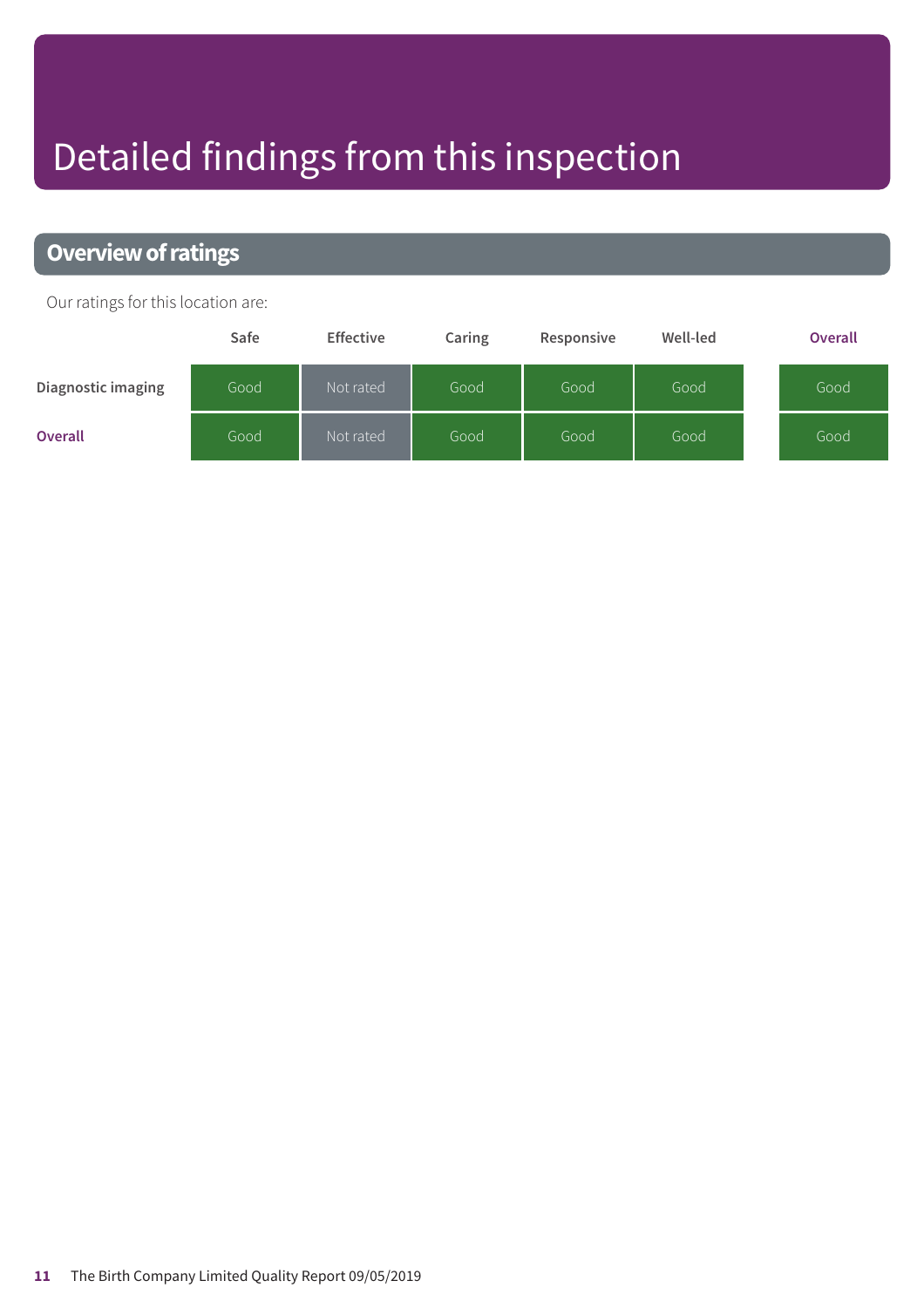# Detailed findings from this inspection

## Overview of ratings

Our ratings for this location are:

| | Safe | Effective | Caring | Responsive | Well-led | Overall |
|---|---|---|---|---|---|---|
| Diagnostic imaging | Good | Not rated | Good | Good | Good | Good |
| **Overall** | Good | Not rated | Good | Good | Good | Good |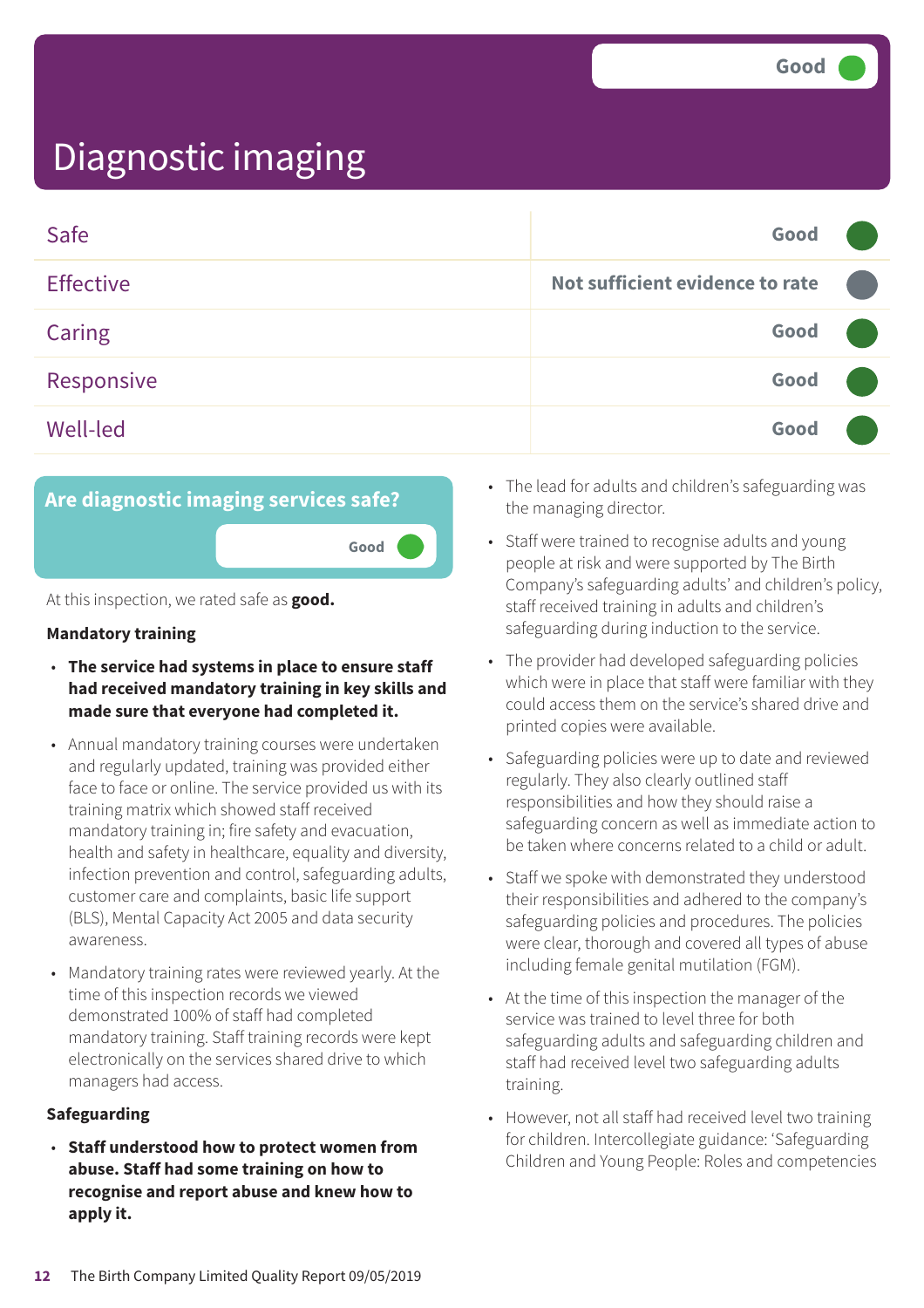# Diagnostic imaging

Good

| | |
|---|---|
| Safe | Good |
| Effective | Not sufficient evidence to rate |
| Caring | Good |
| Responsive | Good |
| Well-led | Good |

## Are diagnostic imaging services safe?

Good

At this inspection, we rated safe as **good.**

### Mandatory training

- **The service had systems in place to ensure staff had received mandatory training in key skills and made sure that everyone had completed it.**
- Annual mandatory training courses were undertaken and regularly updated, training was provided either face to face or online. The service provided us with its training matrix which showed staff received mandatory training in; fire safety and evacuation, health and safety in healthcare, equality and diversity, infection prevention and control, safeguarding adults, customer care and complaints, basic life support (BLS), Mental Capacity Act 2005 and data security awareness.
- Mandatory training rates were reviewed yearly. At the time of this inspection records we viewed demonstrated 100% of staff had completed mandatory training. Staff training records were kept electronically on the services shared drive to which managers had access.

### Safeguarding

- **Staff understood how to protect women from abuse. Staff had some training on how to recognise and report abuse and knew how to apply it.**
- The lead for adults and children's safeguarding was the managing director.
- Staff were trained to recognise adults and young people at risk and were supported by The Birth Company's safeguarding adults' and children's policy, staff received training in adults and children's safeguarding during induction to the service.
- The provider had developed safeguarding policies which were in place that staff were familiar with they could access them on the service's shared drive and printed copies were available.
- Safeguarding policies were up to date and reviewed regularly. They also clearly outlined staff responsibilities and how they should raise a safeguarding concern as well as immediate action to be taken where concerns related to a child or adult.
- Staff we spoke with demonstrated they understood their responsibilities and adhered to the company's safeguarding policies and procedures. The policies were clear, thorough and covered all types of abuse including female genital mutilation (FGM).
- At the time of this inspection the manager of the service was trained to level three for both safeguarding adults and safeguarding children and staff had received level two safeguarding adults training.
- However, not all staff had received level two training for children. Intercollegiate guidance: 'Safeguarding Children and Young People: Roles and competencies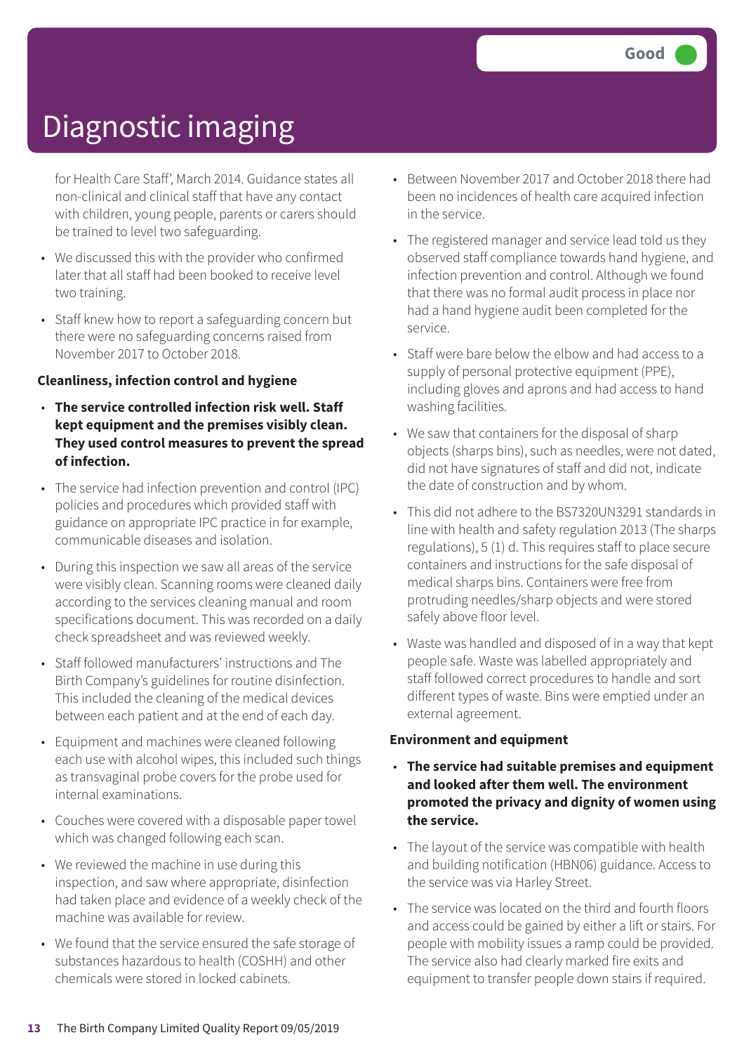# Diagnostic imaging

Good

for Health Care Staff', March 2014. Guidance states all non-clinical and clinical staff that have any contact with children, young people, parents or carers should be trained to level two safeguarding.

- We discussed this with the provider who confirmed later that all staff had been booked to receive level two training.
- Staff knew how to report a safeguarding concern but there were no safeguarding concerns raised from November 2017 to October 2018.

**Cleanliness, infection control and hygiene**

- **The service controlled infection risk well. Staff kept equipment and the premises visibly clean. They used control measures to prevent the spread of infection.**
- The service had infection prevention and control (IPC) policies and procedures which provided staff with guidance on appropriate IPC practice in for example, communicable diseases and isolation.
- During this inspection we saw all areas of the service were visibly clean. Scanning rooms were cleaned daily according to the services cleaning manual and room specifications document. This was recorded on a daily check spreadsheet and was reviewed weekly.
- Staff followed manufacturers' instructions and The Birth Company's guidelines for routine disinfection. This included the cleaning of the medical devices between each patient and at the end of each day.
- Equipment and machines were cleaned following each use with alcohol wipes, this included such things as transvaginal probe covers for the probe used for internal examinations.
- Couches were covered with a disposable paper towel which was changed following each scan.
- We reviewed the machine in use during this inspection, and saw where appropriate, disinfection had taken place and evidence of a weekly check of the machine was available for review.
- We found that the service ensured the safe storage of substances hazardous to health (COSHH) and other chemicals were stored in locked cabinets.
- Between November 2017 and October 2018 there had been no incidences of health care acquired infection in the service.
- The registered manager and service lead told us they observed staff compliance towards hand hygiene, and infection prevention and control. Although we found that there was no formal audit process in place nor had a hand hygiene audit been completed for the service.
- Staff were bare below the elbow and had access to a supply of personal protective equipment (PPE), including gloves and aprons and had access to hand washing facilities.
- We saw that containers for the disposal of sharp objects (sharps bins), such as needles, were not dated, did not have signatures of staff and did not, indicate the date of construction and by whom.
- This did not adhere to the BS7320UN3291 standards in line with health and safety regulation 2013 (The sharps regulations), 5 (1) d. This requires staff to place secure containers and instructions for the safe disposal of medical sharps bins. Containers were free from protruding needles/sharp objects and were stored safely above floor level.
- Waste was handled and disposed of in a way that kept people safe. Waste was labelled appropriately and staff followed correct procedures to handle and sort different types of waste. Bins were emptied under an external agreement.

**Environment and equipment**

- **The service had suitable premises and equipment and looked after them well. The environment promoted the privacy and dignity of women using the service.**
- The layout of the service was compatible with health and building notification (HBN06) guidance. Access to the service was via Harley Street.
- The service was located on the third and fourth floors and access could be gained by either a lift or stairs. For people with mobility issues a ramp could be provided. The service also had clearly marked fire exits and equipment to transfer people down stairs if required.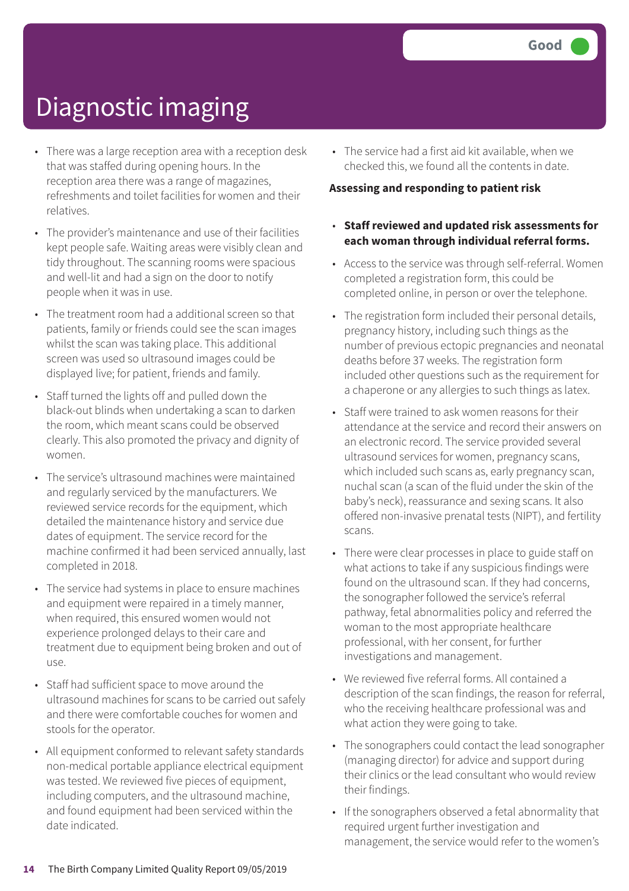# Diagnostic imaging

Good

- There was a large reception area with a reception desk that was staffed during opening hours. In the reception area there was a range of magazines, refreshments and toilet facilities for women and their relatives.
- The provider's maintenance and use of their facilities kept people safe. Waiting areas were visibly clean and tidy throughout. The scanning rooms were spacious and well-lit and had a sign on the door to notify people when it was in use.
- The treatment room had a additional screen so that patients, family or friends could see the scan images whilst the scan was taking place. This additional screen was used so ultrasound images could be displayed live; for patient, friends and family.
- Staff turned the lights off and pulled down the black-out blinds when undertaking a scan to darken the room, which meant scans could be observed clearly. This also promoted the privacy and dignity of women.
- The service's ultrasound machines were maintained and regularly serviced by the manufacturers. We reviewed service records for the equipment, which detailed the maintenance history and service due dates of equipment. The service record for the machine confirmed it had been serviced annually, last completed in 2018.
- The service had systems in place to ensure machines and equipment were repaired in a timely manner, when required, this ensured women would not experience prolonged delays to their care and treatment due to equipment being broken and out of use.
- Staff had sufficient space to move around the ultrasound machines for scans to be carried out safely and there were comfortable couches for women and stools for the operator.
- All equipment conformed to relevant safety standards non-medical portable appliance electrical equipment was tested. We reviewed five pieces of equipment, including computers, and the ultrasound machine, and found equipment had been serviced within the date indicated.
- The service had a first aid kit available, when we checked this, we found all the contents in date.

**Assessing and responding to patient risk**

- **Staff reviewed and updated risk assessments for each woman through individual referral forms.**
- Access to the service was through self-referral. Women completed a registration form, this could be completed online, in person or over the telephone.
- The registration form included their personal details, pregnancy history, including such things as the number of previous ectopic pregnancies and neonatal deaths before 37 weeks. The registration form included other questions such as the requirement for a chaperone or any allergies to such things as latex.
- Staff were trained to ask women reasons for their attendance at the service and record their answers on an electronic record. The service provided several ultrasound services for women, pregnancy scans, which included such scans as, early pregnancy scan, nuchal scan (a scan of the fluid under the skin of the baby's neck), reassurance and sexing scans. It also offered non-invasive prenatal tests (NIPT), and fertility scans.
- There were clear processes in place to guide staff on what actions to take if any suspicious findings were found on the ultrasound scan. If they had concerns, the sonographer followed the service's referral pathway, fetal abnormalities policy and referred the woman to the most appropriate healthcare professional, with her consent, for further investigations and management.
- We reviewed five referral forms. All contained a description of the scan findings, the reason for referral, who the receiving healthcare professional was and what action they were going to take.
- The sonographers could contact the lead sonographer (managing director) for advice and support during their clinics or the lead consultant who would review their findings.
- If the sonographers observed a fetal abnormality that required urgent further investigation and management, the service would refer to the women's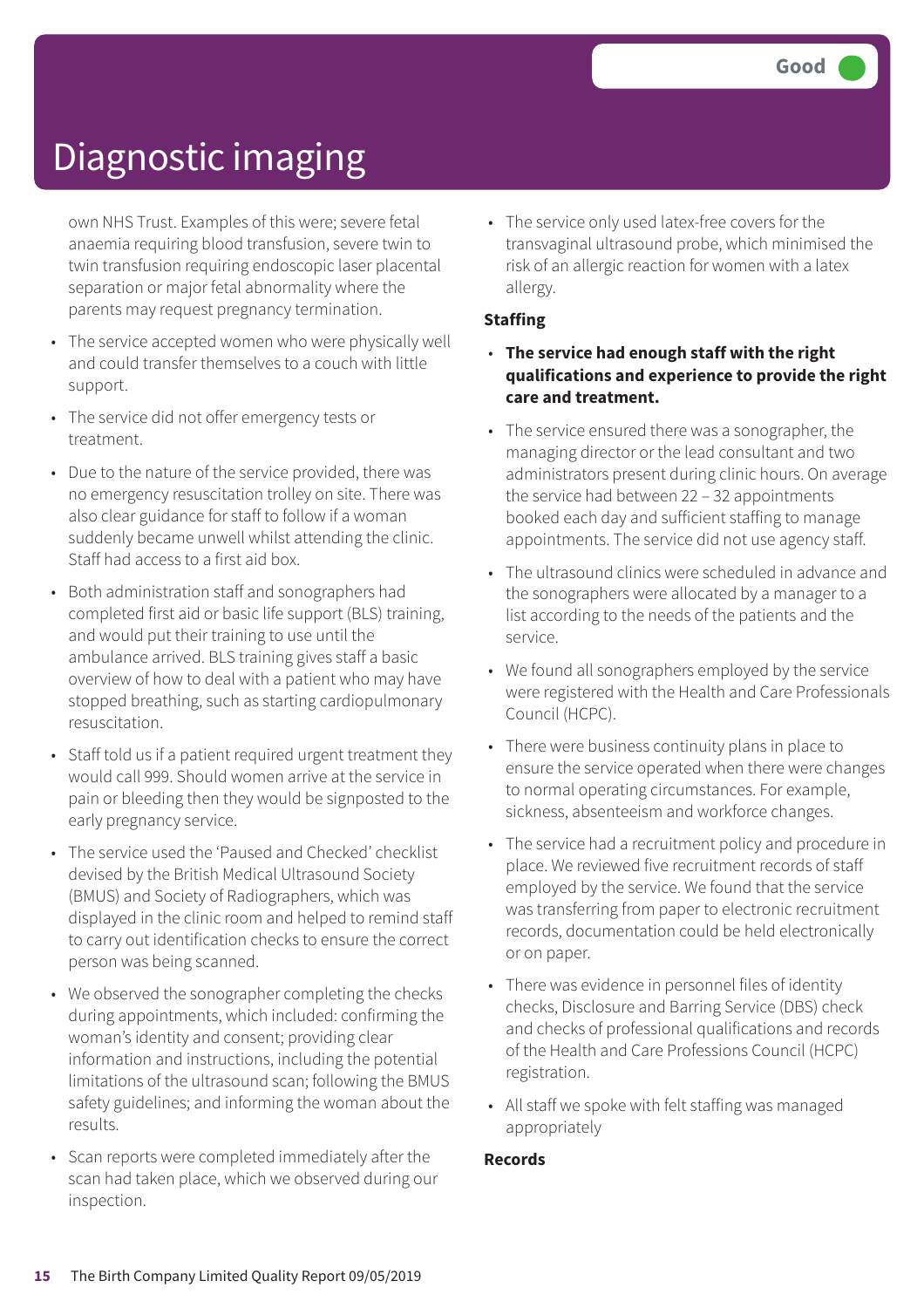# Diagnostic imaging

Good

own NHS Trust. Examples of this were; severe fetal anaemia requiring blood transfusion, severe twin to twin transfusion requiring endoscopic laser placental separation or major fetal abnormality where the parents may request pregnancy termination.

- The service accepted women who were physically well and could transfer themselves to a couch with little support.
- The service did not offer emergency tests or treatment.
- Due to the nature of the service provided, there was no emergency resuscitation trolley on site. There was also clear guidance for staff to follow if a woman suddenly became unwell whilst attending the clinic. Staff had access to a first aid box.
- Both administration staff and sonographers had completed first aid or basic life support (BLS) training, and would put their training to use until the ambulance arrived. BLS training gives staff a basic overview of how to deal with a patient who may have stopped breathing, such as starting cardiopulmonary resuscitation.
- Staff told us if a patient required urgent treatment they would call 999. Should women arrive at the service in pain or bleeding then they would be signposted to the early pregnancy service.
- The service used the 'Paused and Checked' checklist devised by the British Medical Ultrasound Society (BMUS) and Society of Radiographers, which was displayed in the clinic room and helped to remind staff to carry out identification checks to ensure the correct person was being scanned.
- We observed the sonographer completing the checks during appointments, which included: confirming the woman's identity and consent; providing clear information and instructions, including the potential limitations of the ultrasound scan; following the BMUS safety guidelines; and informing the woman about the results.
- Scan reports were completed immediately after the scan had taken place, which we observed during our inspection.
- The service only used latex-free covers for the transvaginal ultrasound probe, which minimised the risk of an allergic reaction for women with a latex allergy.

**Staffing**

- **The service had enough staff with the right qualifications and experience to provide the right care and treatment.**
- The service ensured there was a sonographer, the managing director or the lead consultant and two administrators present during clinic hours. On average the service had between 22 – 32 appointments booked each day and sufficient staffing to manage appointments. The service did not use agency staff.
- The ultrasound clinics were scheduled in advance and the sonographers were allocated by a manager to a list according to the needs of the patients and the service.
- We found all sonographers employed by the service were registered with the Health and Care Professionals Council (HCPC).
- There were business continuity plans in place to ensure the service operated when there were changes to normal operating circumstances. For example, sickness, absenteeism and workforce changes.
- The service had a recruitment policy and procedure in place. We reviewed five recruitment records of staff employed by the service. We found that the service was transferring from paper to electronic recruitment records, documentation could be held electronically or on paper.
- There was evidence in personnel files of identity checks, Disclosure and Barring Service (DBS) check and checks of professional qualifications and records of the Health and Care Professions Council (HCPC) registration.
- All staff we spoke with felt staffing was managed appropriately

**Records**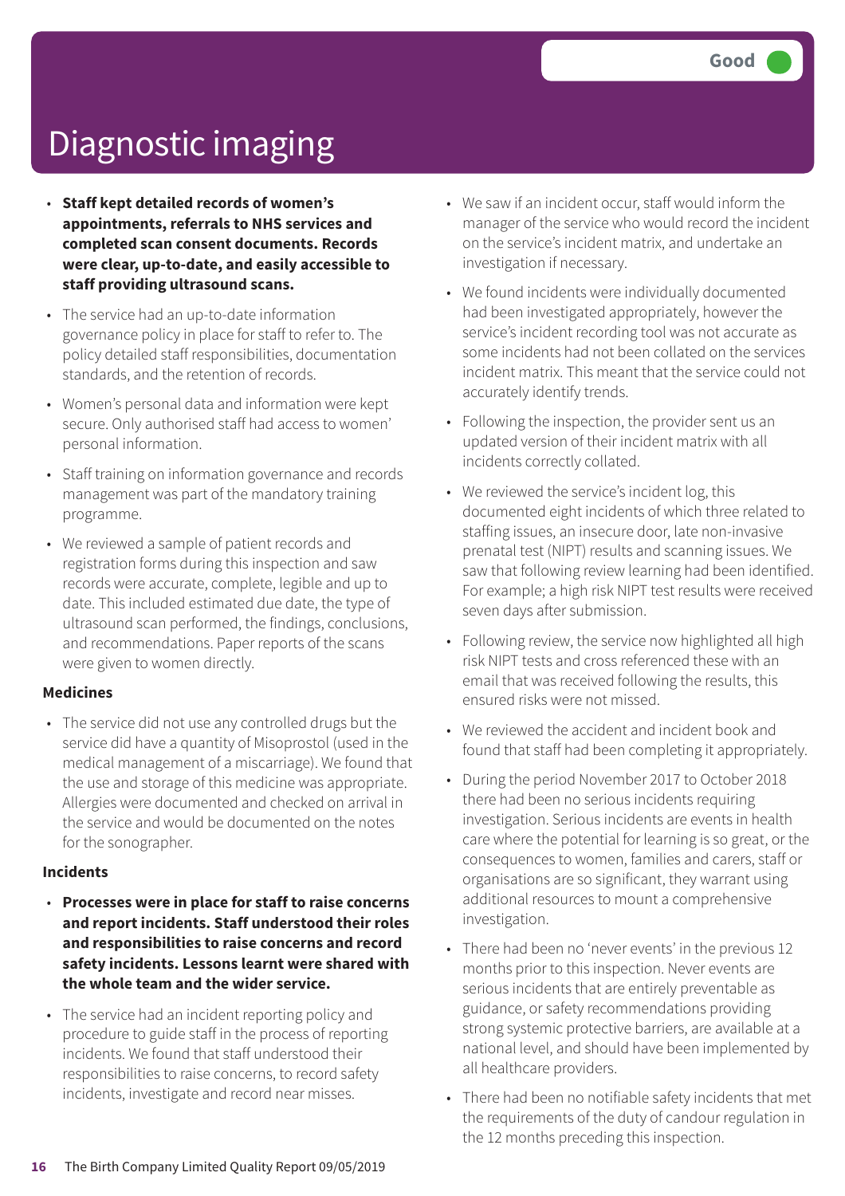Good

# Diagnostic imaging

- **Staff kept detailed records of women's appointments, referrals to NHS services and completed scan consent documents. Records were clear, up-to-date, and easily accessible to staff providing ultrasound scans.**
- The service had an up-to-date information governance policy in place for staff to refer to. The policy detailed staff responsibilities, documentation standards, and the retention of records.
- Women's personal data and information were kept secure. Only authorised staff had access to women' personal information.
- Staff training on information governance and records management was part of the mandatory training programme.
- We reviewed a sample of patient records and registration forms during this inspection and saw records were accurate, complete, legible and up to date. This included estimated due date, the type of ultrasound scan performed, the findings, conclusions, and recommendations. Paper reports of the scans were given to women directly.

**Medicines**

- The service did not use any controlled drugs but the service did have a quantity of Misoprostol (used in the medical management of a miscarriage). We found that the use and storage of this medicine was appropriate. Allergies were documented and checked on arrival in the service and would be documented on the notes for the sonographer.

**Incidents**

- **Processes were in place for staff to raise concerns and report incidents. Staff understood their roles and responsibilities to raise concerns and record safety incidents. Lessons learnt were shared with the whole team and the wider service.**
- The service had an incident reporting policy and procedure to guide staff in the process of reporting incidents. We found that staff understood their responsibilities to raise concerns, to record safety incidents, investigate and record near misses.
- We saw if an incident occur, staff would inform the manager of the service who would record the incident on the service's incident matrix, and undertake an investigation if necessary.
- We found incidents were individually documented had been investigated appropriately, however the service's incident recording tool was not accurate as some incidents had not been collated on the services incident matrix. This meant that the service could not accurately identify trends.
- Following the inspection, the provider sent us an updated version of their incident matrix with all incidents correctly collated.
- We reviewed the service's incident log, this documented eight incidents of which three related to staffing issues, an insecure door, late non-invasive prenatal test (NIPT) results and scanning issues. We saw that following review learning had been identified. For example; a high risk NIPT test results were received seven days after submission.
- Following review, the service now highlighted all high risk NIPT tests and cross referenced these with an email that was received following the results, this ensured risks were not missed.
- We reviewed the accident and incident book and found that staff had been completing it appropriately.
- During the period November 2017 to October 2018 there had been no serious incidents requiring investigation. Serious incidents are events in health care where the potential for learning is so great, or the consequences to women, families and carers, staff or organisations are so significant, they warrant using additional resources to mount a comprehensive investigation.
- There had been no 'never events' in the previous 12 months prior to this inspection. Never events are serious incidents that are entirely preventable as guidance, or safety recommendations providing strong systemic protective barriers, are available at a national level, and should have been implemented by all healthcare providers.
- There had been no notifiable safety incidents that met the requirements of the duty of candour regulation in the 12 months preceding this inspection.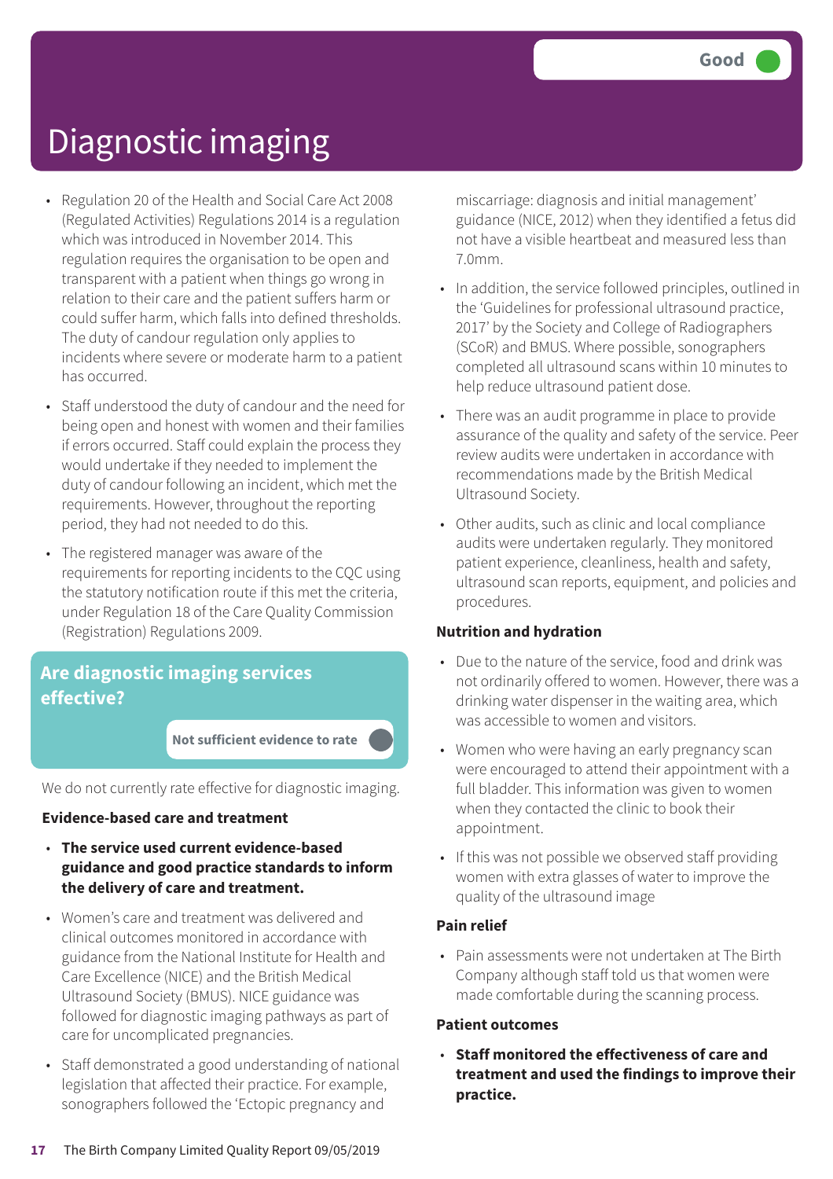Good

# Diagnostic imaging

- Regulation 20 of the Health and Social Care Act 2008 (Regulated Activities) Regulations 2014 is a regulation which was introduced in November 2014. This regulation requires the organisation to be open and transparent with a patient when things go wrong in relation to their care and the patient suffers harm or could suffer harm, which falls into defined thresholds. The duty of candour regulation only applies to incidents where severe or moderate harm to a patient has occurred.
- Staff understood the duty of candour and the need for being open and honest with women and their families if errors occurred. Staff could explain the process they would undertake if they needed to implement the duty of candour following an incident, which met the requirements. However, throughout the reporting period, they had not needed to do this.
- The registered manager was aware of the requirements for reporting incidents to the CQC using the statutory notification route if this met the criteria, under Regulation 18 of the Care Quality Commission (Registration) Regulations 2009.

## Are diagnostic imaging services effective?

Not sufficient evidence to rate

We do not currently rate effective for diagnostic imaging.

### Evidence-based care and treatment

- **The service used current evidence-based guidance and good practice standards to inform the delivery of care and treatment.**
- Women's care and treatment was delivered and clinical outcomes monitored in accordance with guidance from the National Institute for Health and Care Excellence (NICE) and the British Medical Ultrasound Society (BMUS). NICE guidance was followed for diagnostic imaging pathways as part of care for uncomplicated pregnancies.
- Staff demonstrated a good understanding of national legislation that affected their practice. For example, sonographers followed the 'Ectopic pregnancy and miscarriage: diagnosis and initial management' guidance (NICE, 2012) when they identified a fetus did not have a visible heartbeat and measured less than 7.0mm.
- In addition, the service followed principles, outlined in the 'Guidelines for professional ultrasound practice, 2017' by the Society and College of Radiographers (SCoR) and BMUS. Where possible, sonographers completed all ultrasound scans within 10 minutes to help reduce ultrasound patient dose.
- There was an audit programme in place to provide assurance of the quality and safety of the service. Peer review audits were undertaken in accordance with recommendations made by the British Medical Ultrasound Society.
- Other audits, such as clinic and local compliance audits were undertaken regularly. They monitored patient experience, cleanliness, health and safety, ultrasound scan reports, equipment, and policies and procedures.

### Nutrition and hydration

- Due to the nature of the service, food and drink was not ordinarily offered to women. However, there was a drinking water dispenser in the waiting area, which was accessible to women and visitors.
- Women who were having an early pregnancy scan were encouraged to attend their appointment with a full bladder. This information was given to women when they contacted the clinic to book their appointment.
- If this was not possible we observed staff providing women with extra glasses of water to improve the quality of the ultrasound image

### Pain relief

- Pain assessments were not undertaken at The Birth Company although staff told us that women were made comfortable during the scanning process.

### Patient outcomes

- **Staff monitored the effectiveness of care and treatment and used the findings to improve their practice.**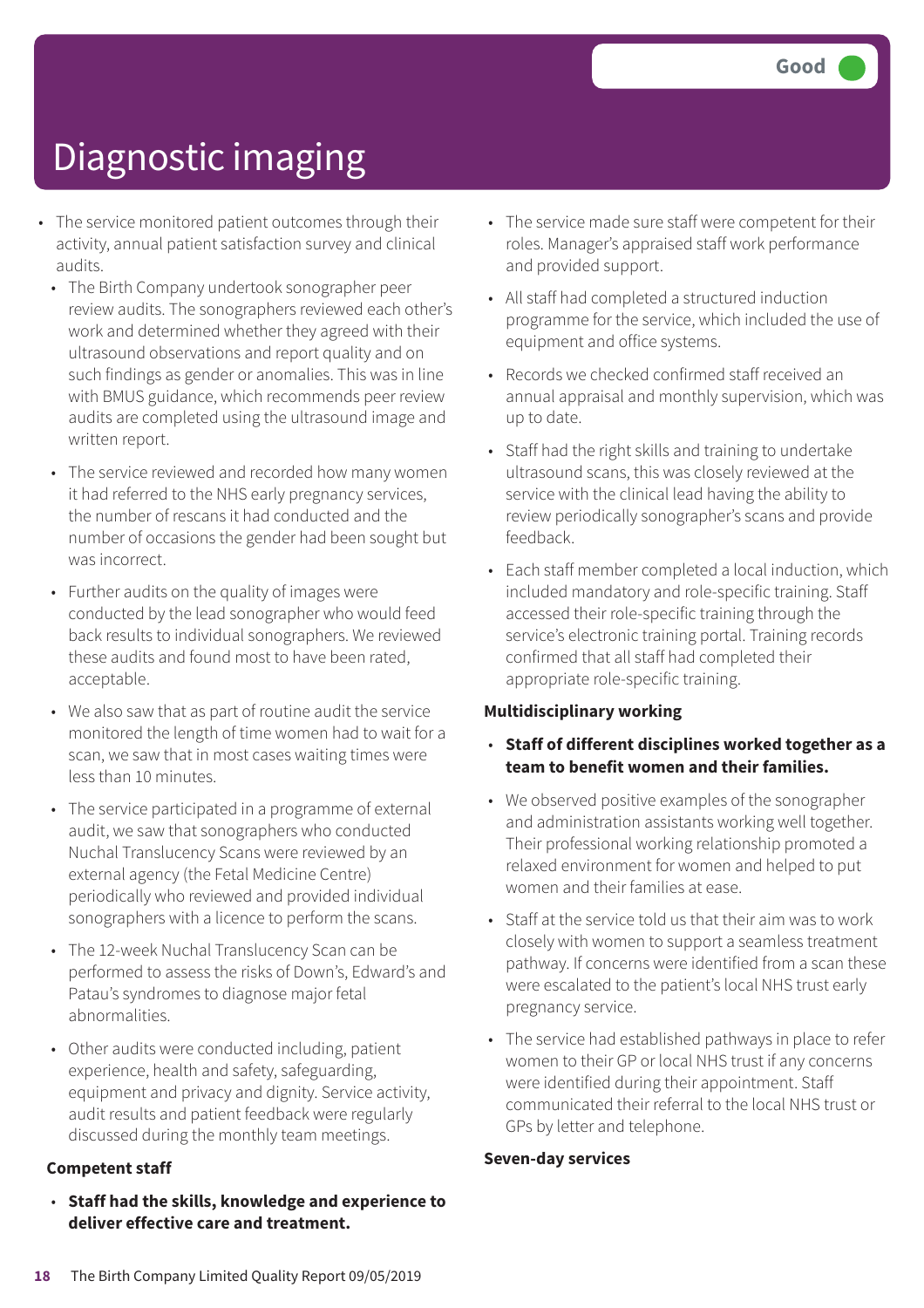# Diagnostic imaging

Good

- The service monitored patient outcomes through their activity, annual patient satisfaction survey and clinical audits.
  - The Birth Company undertook sonographer peer review audits. The sonographers reviewed each other's work and determined whether they agreed with their ultrasound observations and report quality and on such findings as gender or anomalies. This was in line with BMUS guidance, which recommends peer review audits are completed using the ultrasound image and written report.
  - The service reviewed and recorded how many women it had referred to the NHS early pregnancy services, the number of rescans it had conducted and the number of occasions the gender had been sought but was incorrect.
  - Further audits on the quality of images were conducted by the lead sonographer who would feed back results to individual sonographers. We reviewed these audits and found most to have been rated, acceptable.
  - We also saw that as part of routine audit the service monitored the length of time women had to wait for a scan, we saw that in most cases waiting times were less than 10 minutes.
  - The service participated in a programme of external audit, we saw that sonographers who conducted Nuchal Translucency Scans were reviewed by an external agency (the Fetal Medicine Centre) periodically who reviewed and provided individual sonographers with a licence to perform the scans.
  - The 12-week Nuchal Translucency Scan can be performed to assess the risks of Down's, Edward's and Patau's syndromes to diagnose major fetal abnormalities.
  - Other audits were conducted including, patient experience, health and safety, safeguarding, equipment and privacy and dignity. Service activity, audit results and patient feedback were regularly discussed during the monthly team meetings.

**Competent staff**

- **Staff had the skills, knowledge and experience to deliver effective care and treatment.**
- The service made sure staff were competent for their roles. Manager's appraised staff work performance and provided support.
- All staff had completed a structured induction programme for the service, which included the use of equipment and office systems.
- Records we checked confirmed staff received an annual appraisal and monthly supervision, which was up to date.
- Staff had the right skills and training to undertake ultrasound scans, this was closely reviewed at the service with the clinical lead having the ability to review periodically sonographer's scans and provide feedback.
- Each staff member completed a local induction, which included mandatory and role-specific training. Staff accessed their role-specific training through the service's electronic training portal. Training records confirmed that all staff had completed their appropriate role-specific training.

**Multidisciplinary working**

- **Staff of different disciplines worked together as a team to benefit women and their families.**
- We observed positive examples of the sonographer and administration assistants working well together. Their professional working relationship promoted a relaxed environment for women and helped to put women and their families at ease.
- Staff at the service told us that their aim was to work closely with women to support a seamless treatment pathway. If concerns were identified from a scan these were escalated to the patient's local NHS trust early pregnancy service.
- The service had established pathways in place to refer women to their GP or local NHS trust if any concerns were identified during their appointment. Staff communicated their referral to the local NHS trust or GPs by letter and telephone.

**Seven-day services**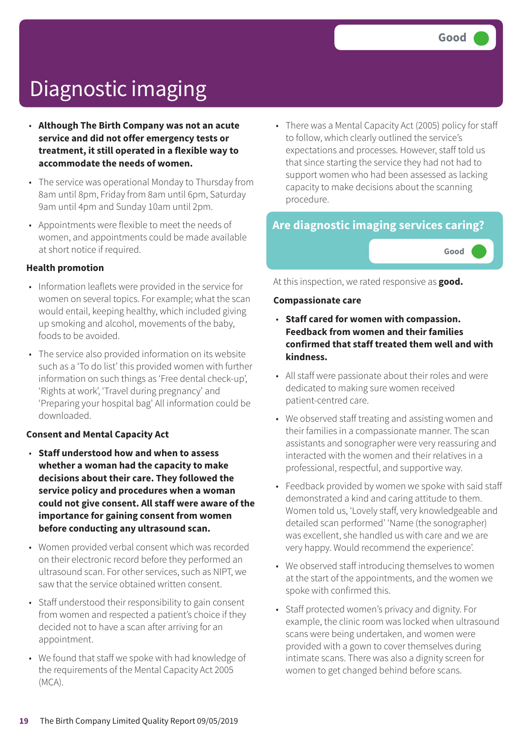Good

# Diagnostic imaging

- **Although The Birth Company was not an acute service and did not offer emergency tests or treatment, it still operated in a flexible way to accommodate the needs of women.**
- The service was operational Monday to Thursday from 8am until 8pm, Friday from 8am until 6pm, Saturday 9am until 4pm and Sunday 10am until 2pm.
- Appointments were flexible to meet the needs of women, and appointments could be made available at short notice if required.

### Health promotion

- Information leaflets were provided in the service for women on several topics. For example; what the scan would entail, keeping healthy, which included giving up smoking and alcohol, movements of the baby, foods to be avoided.
- The service also provided information on its website such as a 'To do list' this provided women with further information on such things as 'Free dental check-up', 'Rights at work', 'Travel during pregnancy' and 'Preparing your hospital bag' All information could be downloaded.

### Consent and Mental Capacity Act

- **Staff understood how and when to assess whether a woman had the capacity to make decisions about their care. They followed the service policy and procedures when a woman could not give consent. All staff were aware of the importance for gaining consent from women before conducting any ultrasound scan.**
- Women provided verbal consent which was recorded on their electronic record before they performed an ultrasound scan. For other services, such as NIPT, we saw that the service obtained written consent.
- Staff understood their responsibility to gain consent from women and respected a patient's choice if they decided not to have a scan after arriving for an appointment.
- We found that staff we spoke with had knowledge of the requirements of the Mental Capacity Act 2005 (MCA).
- There was a Mental Capacity Act (2005) policy for staff to follow, which clearly outlined the service's expectations and processes. However, staff told us that since starting the service they had not had to support women who had been assessed as lacking capacity to make decisions about the scanning procedure.

## Are diagnostic imaging services caring?

Good

At this inspection, we rated responsive as **good.**

### Compassionate care

- **Staff cared for women with compassion. Feedback from women and their families confirmed that staff treated them well and with kindness.**
- All staff were passionate about their roles and were dedicated to making sure women received patient-centred care.
- We observed staff treating and assisting women and their families in a compassionate manner. The scan assistants and sonographer were very reassuring and interacted with the women and their relatives in a professional, respectful, and supportive way.
- Feedback provided by women we spoke with said staff demonstrated a kind and caring attitude to them. Women told us, 'Lovely staff, very knowledgeable and detailed scan performed' 'Name (the sonographer) was excellent, she handled us with care and we are very happy. Would recommend the experience'.
- We observed staff introducing themselves to women at the start of the appointments, and the women we spoke with confirmed this.
- Staff protected women's privacy and dignity. For example, the clinic room was locked when ultrasound scans were being undertaken, and women were provided with a gown to cover themselves during intimate scans. There was also a dignity screen for women to get changed behind before scans.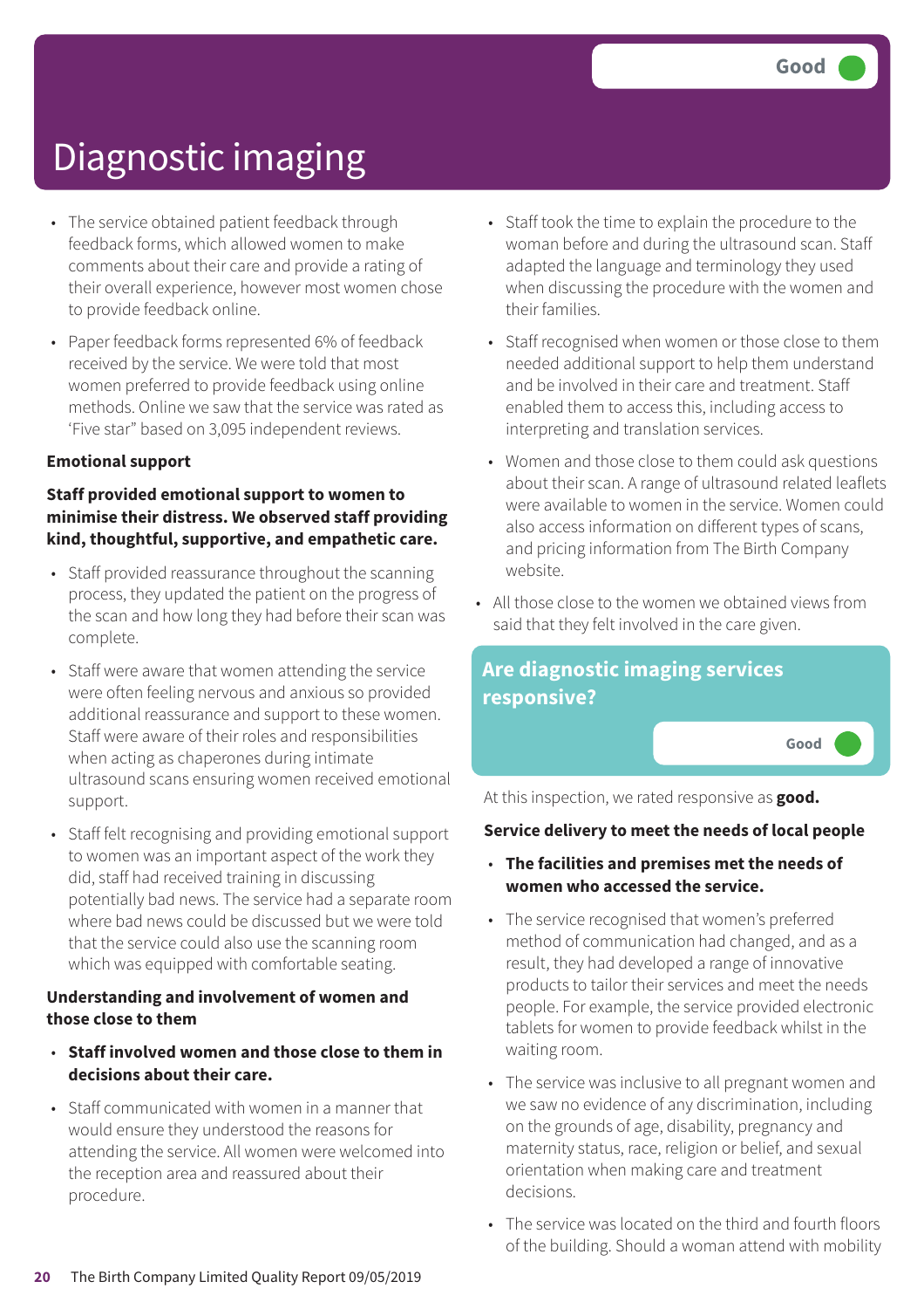# Diagnostic imaging

Good

- The service obtained patient feedback through feedback forms, which allowed women to make comments about their care and provide a rating of their overall experience, however most women chose to provide feedback online.
- Paper feedback forms represented 6% of feedback received by the service. We were told that most women preferred to provide feedback using online methods. Online we saw that the service was rated as 'Five star" based on 3,095 independent reviews.

**Emotional support**

**Staff provided emotional support to women to minimise their distress. We observed staff providing kind, thoughtful, supportive, and empathetic care.**

- Staff provided reassurance throughout the scanning process, they updated the patient on the progress of the scan and how long they had before their scan was complete.
- Staff were aware that women attending the service were often feeling nervous and anxious so provided additional reassurance and support to these women. Staff were aware of their roles and responsibilities when acting as chaperones during intimate ultrasound scans ensuring women received emotional support.
- Staff felt recognising and providing emotional support to women was an important aspect of the work they did, staff had received training in discussing potentially bad news. The service had a separate room where bad news could be discussed but we were told that the service could also use the scanning room which was equipped with comfortable seating.

**Understanding and involvement of women and those close to them**

- **Staff involved women and those close to them in decisions about their care.**
- Staff communicated with women in a manner that would ensure they understood the reasons for attending the service. All women were welcomed into the reception area and reassured about their procedure.
- Staff took the time to explain the procedure to the woman before and during the ultrasound scan. Staff adapted the language and terminology they used when discussing the procedure with the women and their families.
- Staff recognised when women or those close to them needed additional support to help them understand and be involved in their care and treatment. Staff enabled them to access this, including access to interpreting and translation services.
- Women and those close to them could ask questions about their scan. A range of ultrasound related leaflets were available to women in the service. Women could also access information on different types of scans, and pricing information from The Birth Company website.
- All those close to the women we obtained views from said that they felt involved in the care given.

## Are diagnostic imaging services responsive?

Good

At this inspection, we rated responsive as **good.**

**Service delivery to meet the needs of local people**

- **The facilities and premises met the needs of women who accessed the service.**
- The service recognised that women's preferred method of communication had changed, and as a result, they had developed a range of innovative products to tailor their services and meet the needs people. For example, the service provided electronic tablets for women to provide feedback whilst in the waiting room.
- The service was inclusive to all pregnant women and we saw no evidence of any discrimination, including on the grounds of age, disability, pregnancy and maternity status, race, religion or belief, and sexual orientation when making care and treatment decisions.
- The service was located on the third and fourth floors of the building. Should a woman attend with mobility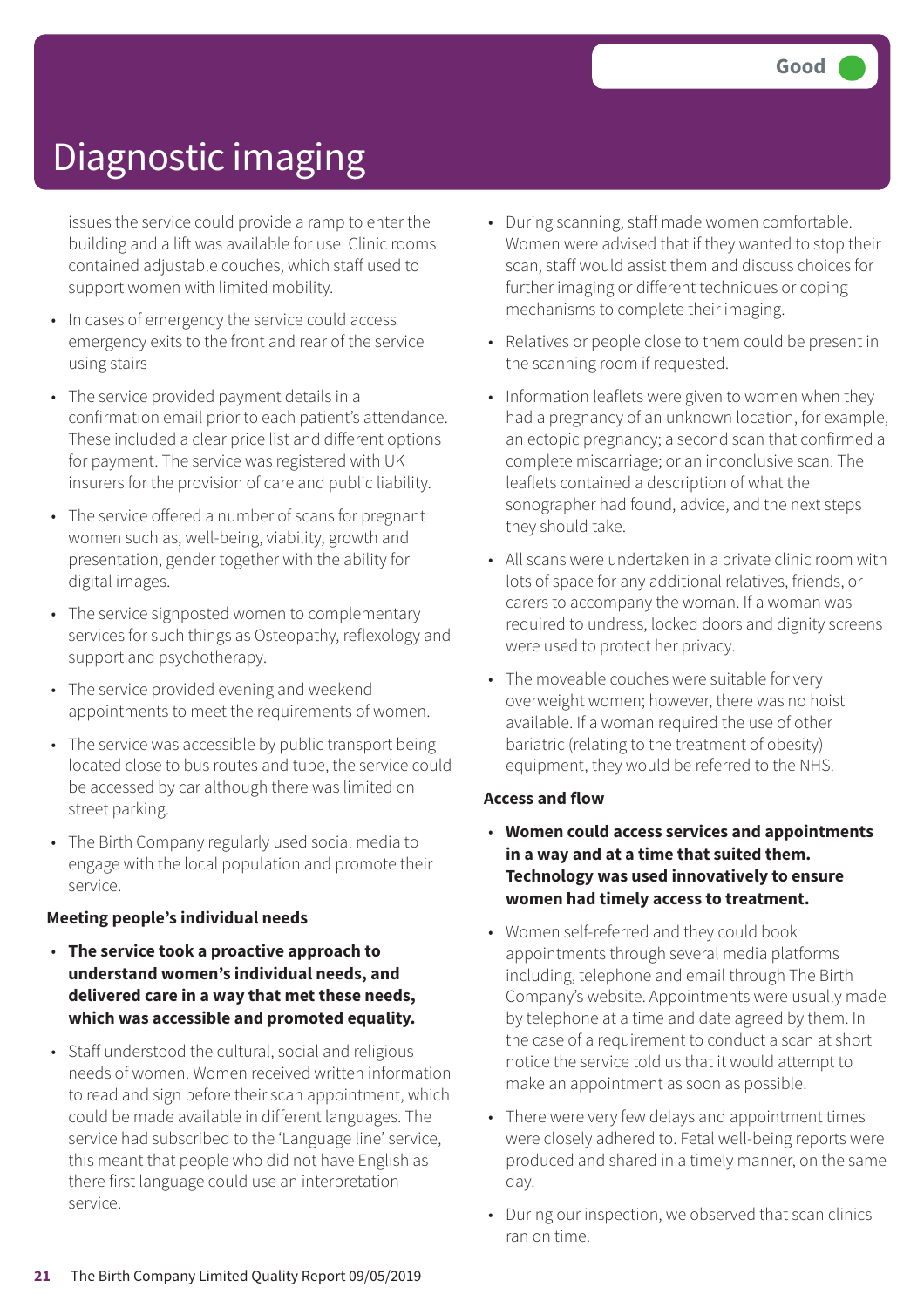# Diagnostic imaging

Good

issues the service could provide a ramp to enter the building and a lift was available for use. Clinic rooms contained adjustable couches, which staff used to support women with limited mobility.

- In cases of emergency the service could access emergency exits to the front and rear of the service using stairs
- The service provided payment details in a confirmation email prior to each patient's attendance. These included a clear price list and different options for payment. The service was registered with UK insurers for the provision of care and public liability.
- The service offered a number of scans for pregnant women such as, well-being, viability, growth and presentation, gender together with the ability for digital images.
- The service signposted women to complementary services for such things as Osteopathy, reflexology and support and psychotherapy.
- The service provided evening and weekend appointments to meet the requirements of women.
- The service was accessible by public transport being located close to bus routes and tube, the service could be accessed by car although there was limited on street parking.
- The Birth Company regularly used social media to engage with the local population and promote their service.

**Meeting people's individual needs**

- **The service took a proactive approach to understand women's individual needs, and delivered care in a way that met these needs, which was accessible and promoted equality.**
- Staff understood the cultural, social and religious needs of women. Women received written information to read and sign before their scan appointment, which could be made available in different languages. The service had subscribed to the 'Language line' service, this meant that people who did not have English as there first language could use an interpretation service.
- During scanning, staff made women comfortable. Women were advised that if they wanted to stop their scan, staff would assist them and discuss choices for further imaging or different techniques or coping mechanisms to complete their imaging.
- Relatives or people close to them could be present in the scanning room if requested.
- Information leaflets were given to women when they had a pregnancy of an unknown location, for example, an ectopic pregnancy; a second scan that confirmed a complete miscarriage; or an inconclusive scan. The leaflets contained a description of what the sonographer had found, advice, and the next steps they should take.
- All scans were undertaken in a private clinic room with lots of space for any additional relatives, friends, or carers to accompany the woman. If a woman was required to undress, locked doors and dignity screens were used to protect her privacy.
- The moveable couches were suitable for very overweight women; however, there was no hoist available. If a woman required the use of other bariatric (relating to the treatment of obesity) equipment, they would be referred to the NHS.

**Access and flow**

- **Women could access services and appointments in a way and at a time that suited them. Technology was used innovatively to ensure women had timely access to treatment.**
- Women self-referred and they could book appointments through several media platforms including, telephone and email through The Birth Company's website. Appointments were usually made by telephone at a time and date agreed by them. In the case of a requirement to conduct a scan at short notice the service told us that it would attempt to make an appointment as soon as possible.
- There were very few delays and appointment times were closely adhered to. Fetal well-being reports were produced and shared in a timely manner, on the same day.
- During our inspection, we observed that scan clinics ran on time.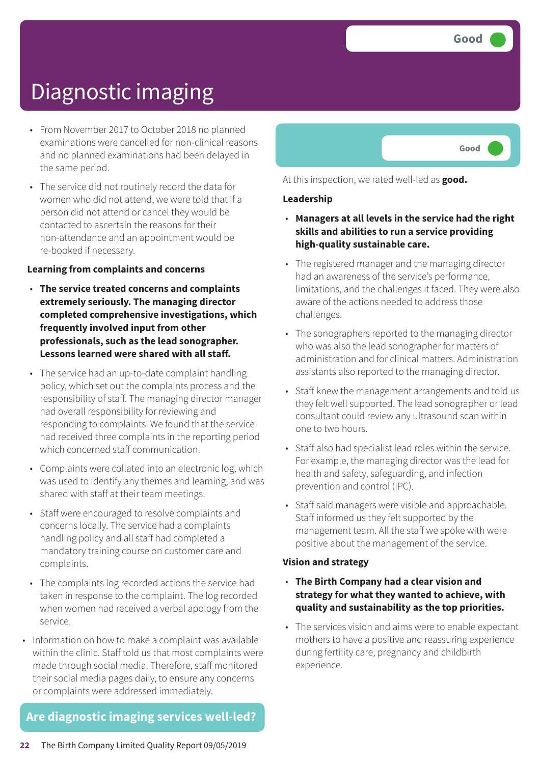# Diagnostic imaging

Good

- From November 2017 to October 2018 no planned examinations were cancelled for non-clinical reasons and no planned examinations had been delayed in the same period.
- The service did not routinely record the data for women who did not attend, we were told that if a person did not attend or cancel they would be contacted to ascertain the reasons for their non-attendance and an appointment would be re-booked if necessary.

**Learning from complaints and concerns**

- **The service treated concerns and complaints extremely seriously. The managing director completed comprehensive investigations, which frequently involved input from other professionals, such as the lead sonographer. Lessons learned were shared with all staff.**
- The service had an up-to-date complaint handling policy, which set out the complaints process and the responsibility of staff. The managing director manager had overall responsibility for reviewing and responding to complaints. We found that the service had received three complaints in the reporting period which concerned staff communication.
- Complaints were collated into an electronic log, which was used to identify any themes and learning, and was shared with staff at their team meetings.
- Staff were encouraged to resolve complaints and concerns locally. The service had a complaints handling policy and all staff had completed a mandatory training course on customer care and complaints.
- The complaints log recorded actions the service had taken in response to the complaint. The log recorded when women had received a verbal apology from the service.
- Information on how to make a complaint was available within the clinic. Staff told us that most complaints were made through social media. Therefore, staff monitored their social media pages daily, to ensure any concerns or complaints were addressed immediately.

## Are diagnostic imaging services well-led?

Good

At this inspection, we rated well-led as **good.**

**Leadership**

- **Managers at all levels in the service had the right skills and abilities to run a service providing high-quality sustainable care.**
- The registered manager and the managing director had an awareness of the service's performance, limitations, and the challenges it faced. They were also aware of the actions needed to address those challenges.
- The sonographers reported to the managing director who was also the lead sonographer for matters of administration and for clinical matters. Administration assistants also reported to the managing director.
- Staff knew the management arrangements and told us they felt well supported. The lead sonographer or lead consultant could review any ultrasound scan within one to two hours.
- Staff also had specialist lead roles within the service. For example, the managing director was the lead for health and safety, safeguarding, and infection prevention and control (IPC).
- Staff said managers were visible and approachable. Staff informed us they felt supported by the management team. All the staff we spoke with were positive about the management of the service.

**Vision and strategy**

- **The Birth Company had a clear vision and strategy for what they wanted to achieve, with quality and sustainability as the top priorities.**
- The services vision and aims were to enable expectant mothers to have a positive and reassuring experience during fertility care, pregnancy and childbirth experience.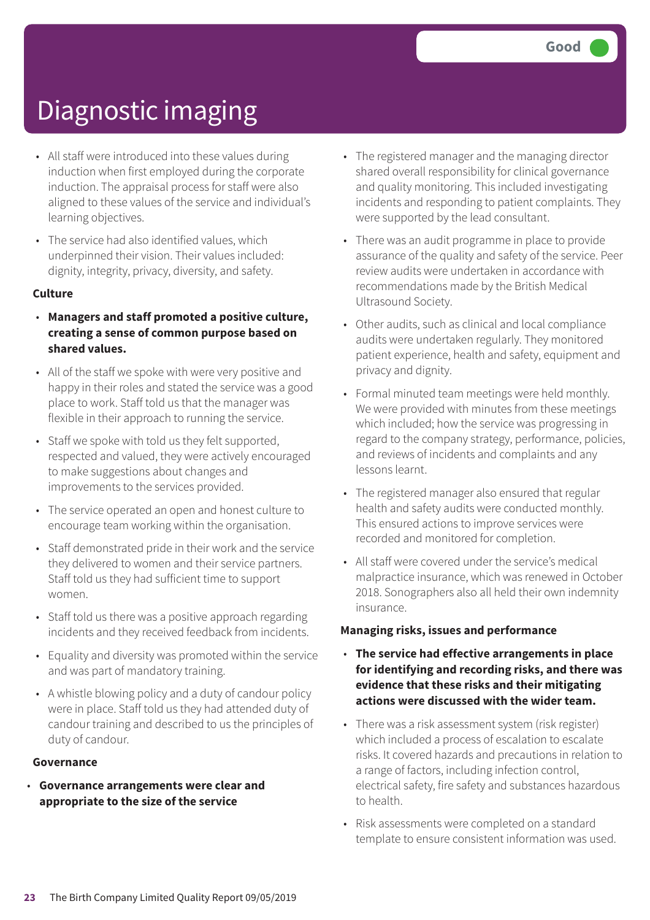# Diagnostic imaging

Good

- All staff were introduced into these values during induction when first employed during the corporate induction. The appraisal process for staff were also aligned to these values of the service and individual's learning objectives.
- The service had also identified values, which underpinned their vision. Their values included: dignity, integrity, privacy, diversity, and safety.

**Culture**

- **Managers and staff promoted a positive culture, creating a sense of common purpose based on shared values.**
- All of the staff we spoke with were very positive and happy in their roles and stated the service was a good place to work. Staff told us that the manager was flexible in their approach to running the service.
- Staff we spoke with told us they felt supported, respected and valued, they were actively encouraged to make suggestions about changes and improvements to the services provided.
- The service operated an open and honest culture to encourage team working within the organisation.
- Staff demonstrated pride in their work and the service they delivered to women and their service partners. Staff told us they had sufficient time to support women.
- Staff told us there was a positive approach regarding incidents and they received feedback from incidents.
- Equality and diversity was promoted within the service and was part of mandatory training.
- A whistle blowing policy and a duty of candour policy were in place. Staff told us they had attended duty of candour training and described to us the principles of duty of candour.

**Governance**

- **Governance arrangements were clear and appropriate to the size of the service**
- The registered manager and the managing director shared overall responsibility for clinical governance and quality monitoring. This included investigating incidents and responding to patient complaints. They were supported by the lead consultant.
- There was an audit programme in place to provide assurance of the quality and safety of the service. Peer review audits were undertaken in accordance with recommendations made by the British Medical Ultrasound Society.
- Other audits, such as clinical and local compliance audits were undertaken regularly. They monitored patient experience, health and safety, equipment and privacy and dignity.
- Formal minuted team meetings were held monthly. We were provided with minutes from these meetings which included; how the service was progressing in regard to the company strategy, performance, policies, and reviews of incidents and complaints and any lessons learnt.
- The registered manager also ensured that regular health and safety audits were conducted monthly. This ensured actions to improve services were recorded and monitored for completion.
- All staff were covered under the service's medical malpractice insurance, which was renewed in October 2018. Sonographers also all held their own indemnity insurance.

**Managing risks, issues and performance**

- **The service had effective arrangements in place for identifying and recording risks, and there was evidence that these risks and their mitigating actions were discussed with the wider team.**
- There was a risk assessment system (risk register) which included a process of escalation to escalate risks. It covered hazards and precautions in relation to a range of factors, including infection control, electrical safety, fire safety and substances hazardous to health.
- Risk assessments were completed on a standard template to ensure consistent information was used.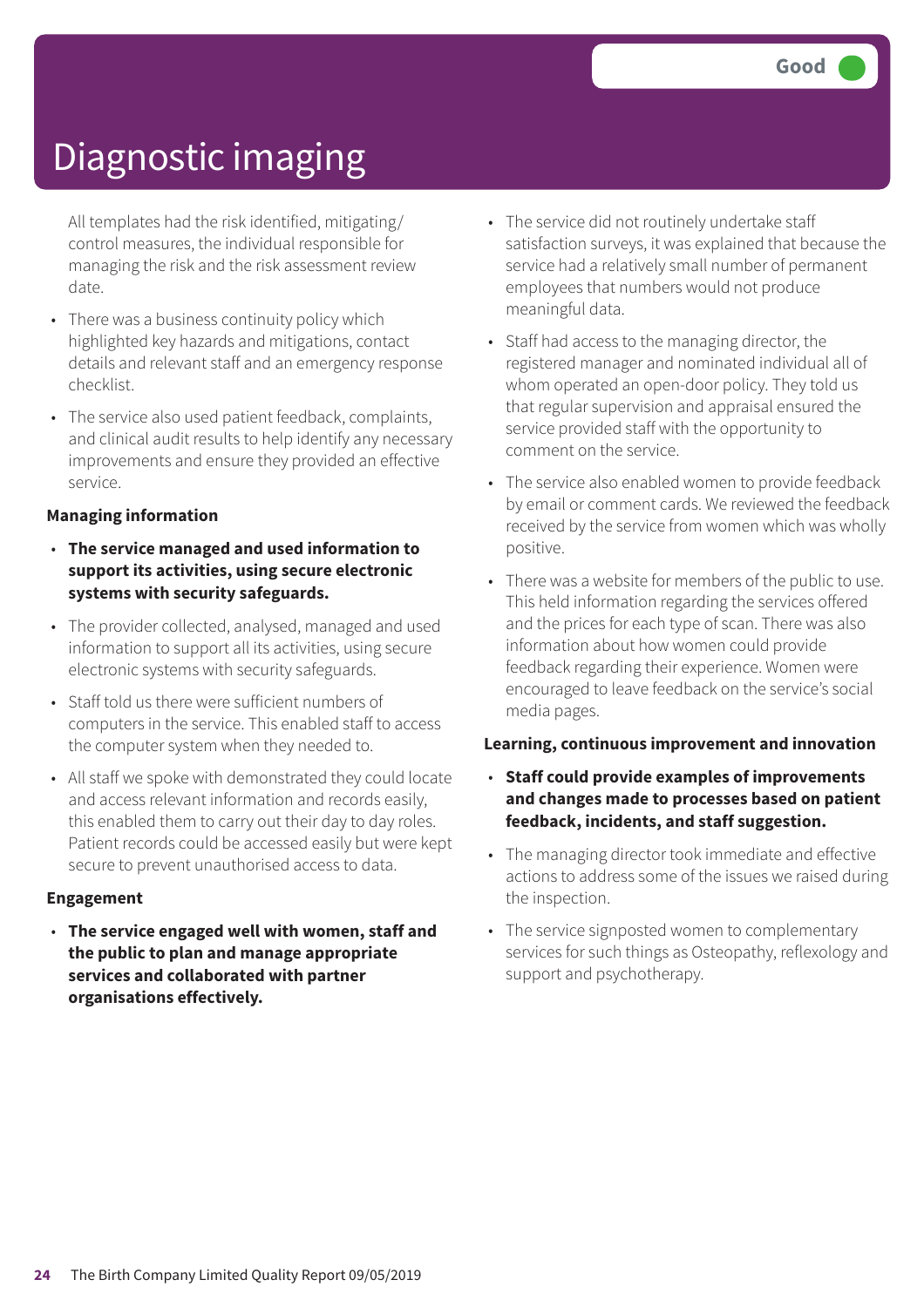# Diagnostic imaging

Good

All templates had the risk identified, mitigating/control measures, the individual responsible for managing the risk and the risk assessment review date.

- There was a business continuity policy which highlighted key hazards and mitigations, contact details and relevant staff and an emergency response checklist.
- The service also used patient feedback, complaints, and clinical audit results to help identify any necessary improvements and ensure they provided an effective service.

### Managing information

- **The service managed and used information to support its activities, using secure electronic systems with security safeguards.**
- The provider collected, analysed, managed and used information to support all its activities, using secure electronic systems with security safeguards.
- Staff told us there were sufficient numbers of computers in the service. This enabled staff to access the computer system when they needed to.
- All staff we spoke with demonstrated they could locate and access relevant information and records easily, this enabled them to carry out their day to day roles. Patient records could be accessed easily but were kept secure to prevent unauthorised access to data.

### Engagement

- **The service engaged well with women, staff and the public to plan and manage appropriate services and collaborated with partner organisations effectively.**
- The service did not routinely undertake staff satisfaction surveys, it was explained that because the service had a relatively small number of permanent employees that numbers would not produce meaningful data.
- Staff had access to the managing director, the registered manager and nominated individual all of whom operated an open-door policy. They told us that regular supervision and appraisal ensured the service provided staff with the opportunity to comment on the service.
- The service also enabled women to provide feedback by email or comment cards. We reviewed the feedback received by the service from women which was wholly positive.
- There was a website for members of the public to use. This held information regarding the services offered and the prices for each type of scan. There was also information about how women could provide feedback regarding their experience. Women were encouraged to leave feedback on the service's social media pages.

### Learning, continuous improvement and innovation

- **Staff could provide examples of improvements and changes made to processes based on patient feedback, incidents, and staff suggestion.**
- The managing director took immediate and effective actions to address some of the issues we raised during the inspection.
- The service signposted women to complementary services for such things as Osteopathy, reflexology and support and psychotherapy.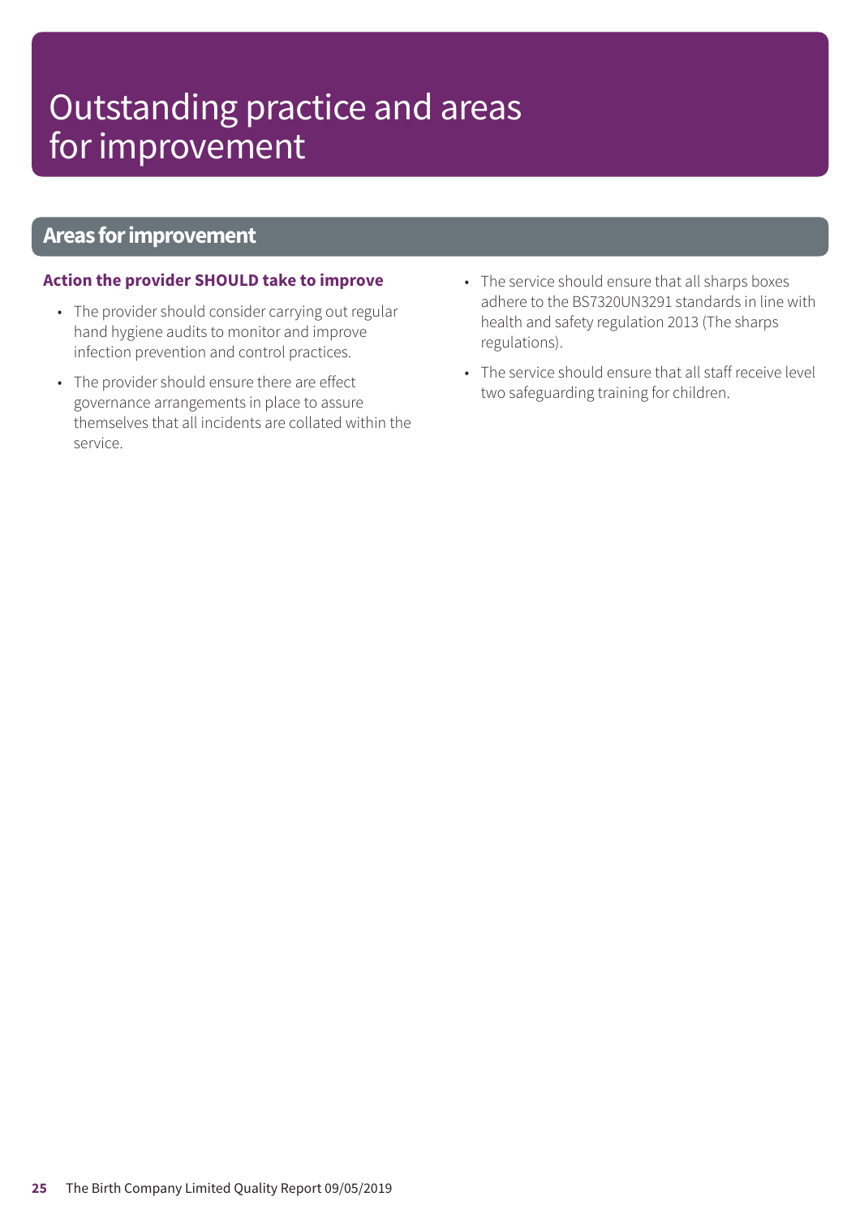# Outstanding practice and areas for improvement

## Areas for improvement

### Action the provider SHOULD take to improve

- The provider should consider carrying out regular hand hygiene audits to monitor and improve infection prevention and control practices.
- The provider should ensure there are effect governance arrangements in place to assure themselves that all incidents are collated within the service.
- The service should ensure that all sharps boxes adhere to the BS7320UN3291 standards in line with health and safety regulation 2013 (The sharps regulations).
- The service should ensure that all staff receive level two safeguarding training for children.